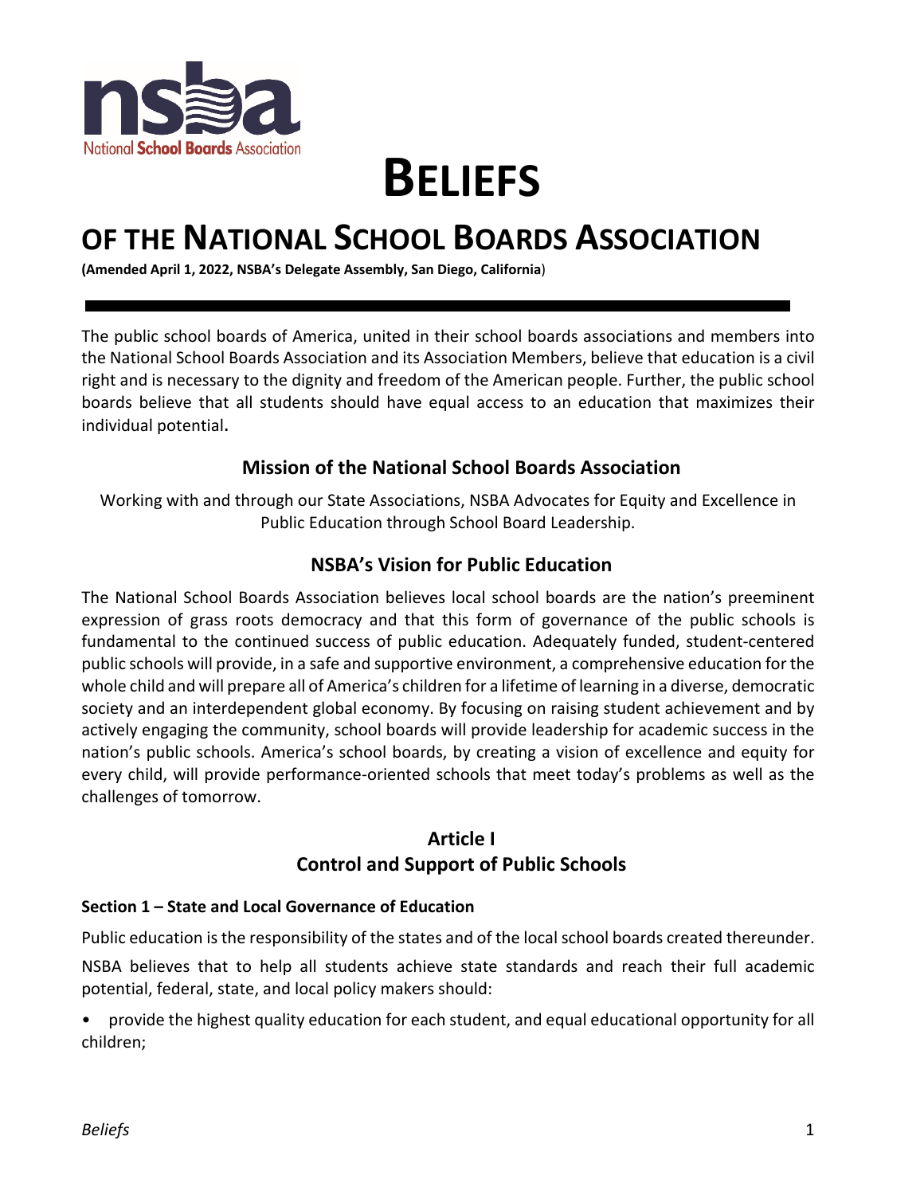# BELIEFS

# OF THE NATIONAL SCHOOL BOARDS ASSOCIATION

**(Amended April 1, 2022, NSBA's Delegate Assembly, San Diego, California)**

---

The public school boards of America, united in their school boards associations and members into the National School Boards Association and its Association Members, believe that education is a civil right and is necessary to the dignity and freedom of the American people. Further, the public school boards believe that all students should have equal access to an education that maximizes their individual potential**.**

## Mission of the National School Boards Association

Working with and through our State Associations, NSBA Advocates for Equity and Excellence in Public Education through School Board Leadership.

## NSBA's Vision for Public Education

The National School Boards Association believes local school boards are the nation's preeminent expression of grass roots democracy and that this form of governance of the public schools is fundamental to the continued success of public education. Adequately funded, student-centered public schools will provide, in a safe and supportive environment, a comprehensive education for the whole child and will prepare all of America's children for a lifetime of learning in a diverse, democratic society and an interdependent global economy. By focusing on raising student achievement and by actively engaging the community, school boards will provide leadership for academic success in the nation's public schools. America's school boards, by creating a vision of excellence and equity for every child, will provide performance-oriented schools that meet today's problems as well as the challenges of tomorrow.

## Article I
## Control and Support of Public Schools

### Section 1 – State and Local Governance of Education

Public education is the responsibility of the states and of the local school boards created thereunder.

NSBA believes that to help all students achieve state standards and reach their full academic potential, federal, state, and local policy makers should:

- provide the highest quality education for each student, and equal educational opportunity for all children;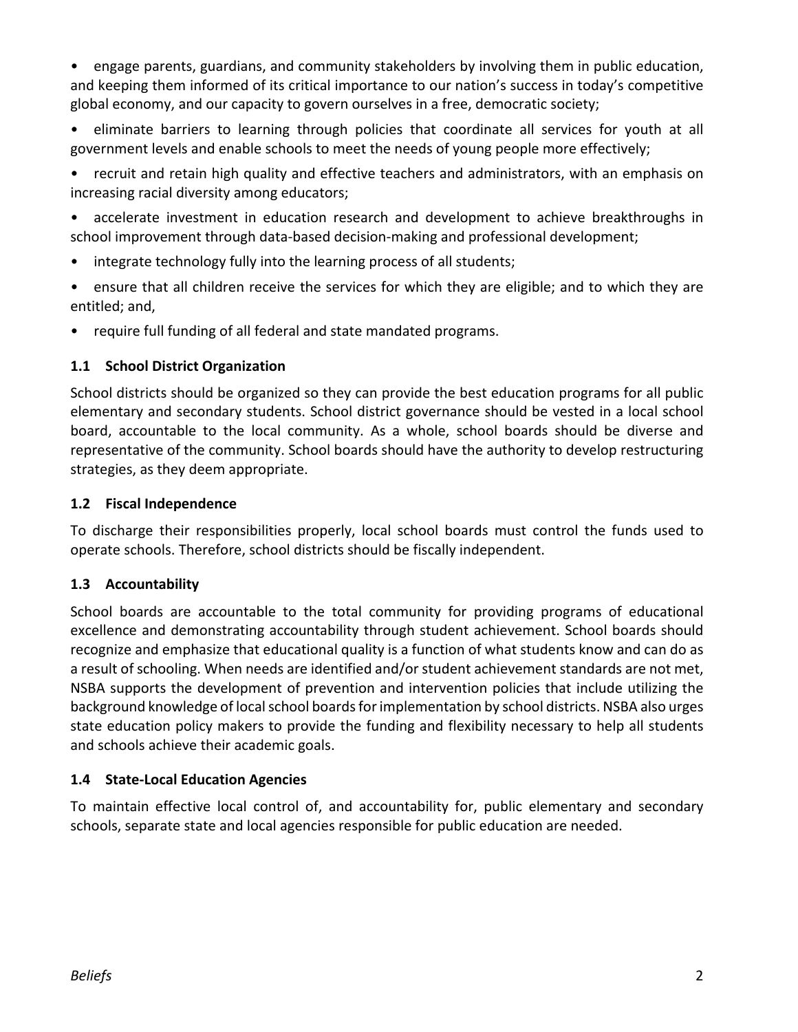- engage parents, guardians, and community stakeholders by involving them in public education, and keeping them informed of its critical importance to our nation's success in today's competitive global economy, and our capacity to govern ourselves in a free, democratic society;
- eliminate barriers to learning through policies that coordinate all services for youth at all government levels and enable schools to meet the needs of young people more effectively;
- recruit and retain high quality and effective teachers and administrators, with an emphasis on increasing racial diversity among educators;
- accelerate investment in education research and development to achieve breakthroughs in school improvement through data-based decision-making and professional development;
- integrate technology fully into the learning process of all students;
- ensure that all children receive the services for which they are eligible; and to which they are entitled; and,
- require full funding of all federal and state mandated programs.

### 1.1 School District Organization

School districts should be organized so they can provide the best education programs for all public elementary and secondary students. School district governance should be vested in a local school board, accountable to the local community. As a whole, school boards should be diverse and representative of the community. School boards should have the authority to develop restructuring strategies, as they deem appropriate.

### 1.2 Fiscal Independence

To discharge their responsibilities properly, local school boards must control the funds used to operate schools. Therefore, school districts should be fiscally independent.

### 1.3 Accountability

School boards are accountable to the total community for providing programs of educational excellence and demonstrating accountability through student achievement. School boards should recognize and emphasize that educational quality is a function of what students know and can do as a result of schooling. When needs are identified and/or student achievement standards are not met, NSBA supports the development of prevention and intervention policies that include utilizing the background knowledge of local school boards for implementation by school districts. NSBA also urges state education policy makers to provide the funding and flexibility necessary to help all students and schools achieve their academic goals.

### 1.4 State-Local Education Agencies

To maintain effective local control of, and accountability for, public elementary and secondary schools, separate state and local agencies responsible for public education are needed.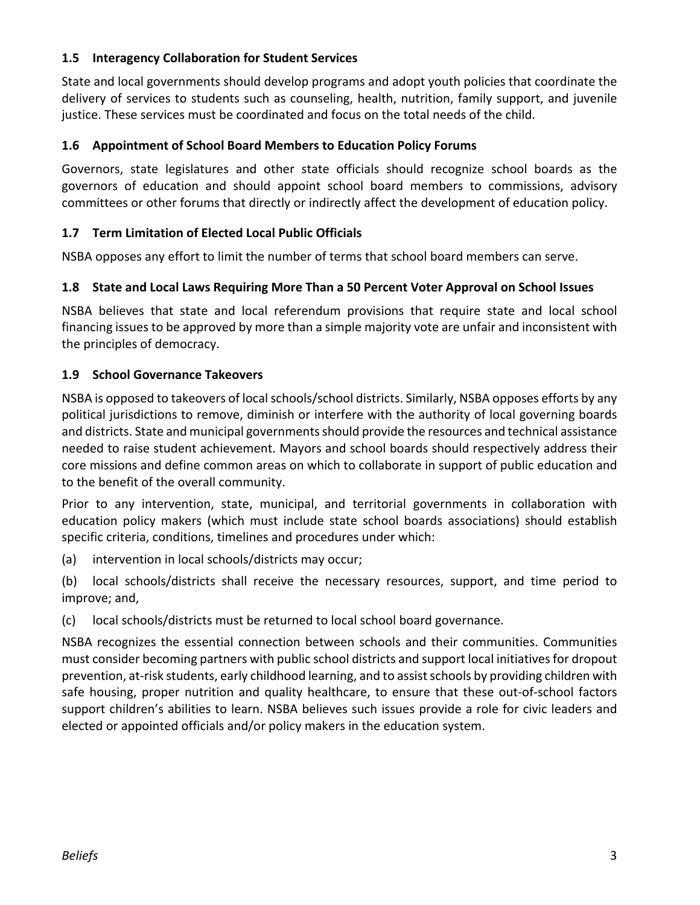### 1.5 Interagency Collaboration for Student Services

State and local governments should develop programs and adopt youth policies that coordinate the delivery of services to students such as counseling, health, nutrition, family support, and juvenile justice. These services must be coordinated and focus on the total needs of the child.

### 1.6 Appointment of School Board Members to Education Policy Forums

Governors, state legislatures and other state officials should recognize school boards as the governors of education and should appoint school board members to commissions, advisory committees or other forums that directly or indirectly affect the development of education policy.

### 1.7 Term Limitation of Elected Local Public Officials

NSBA opposes any effort to limit the number of terms that school board members can serve.

### 1.8 State and Local Laws Requiring More Than a 50 Percent Voter Approval on School Issues

NSBA believes that state and local referendum provisions that require state and local school financing issues to be approved by more than a simple majority vote are unfair and inconsistent with the principles of democracy.

### 1.9 School Governance Takeovers

NSBA is opposed to takeovers of local schools/school districts. Similarly, NSBA opposes efforts by any political jurisdictions to remove, diminish or interfere with the authority of local governing boards and districts. State and municipal governments should provide the resources and technical assistance needed to raise student achievement. Mayors and school boards should respectively address their core missions and define common areas on which to collaborate in support of public education and to the benefit of the overall community.

Prior to any intervention, state, municipal, and territorial governments in collaboration with education policy makers (which must include state school boards associations) should establish specific criteria, conditions, timelines and procedures under which:

(a) intervention in local schools/districts may occur;

(b) local schools/districts shall receive the necessary resources, support, and time period to improve; and,

(c) local schools/districts must be returned to local school board governance.

NSBA recognizes the essential connection between schools and their communities. Communities must consider becoming partners with public school districts and support local initiatives for dropout prevention, at-risk students, early childhood learning, and to assist schools by providing children with safe housing, proper nutrition and quality healthcare, to ensure that these out-of-school factors support children's abilities to learn. NSBA believes such issues provide a role for civic leaders and elected or appointed officials and/or policy makers in the education system.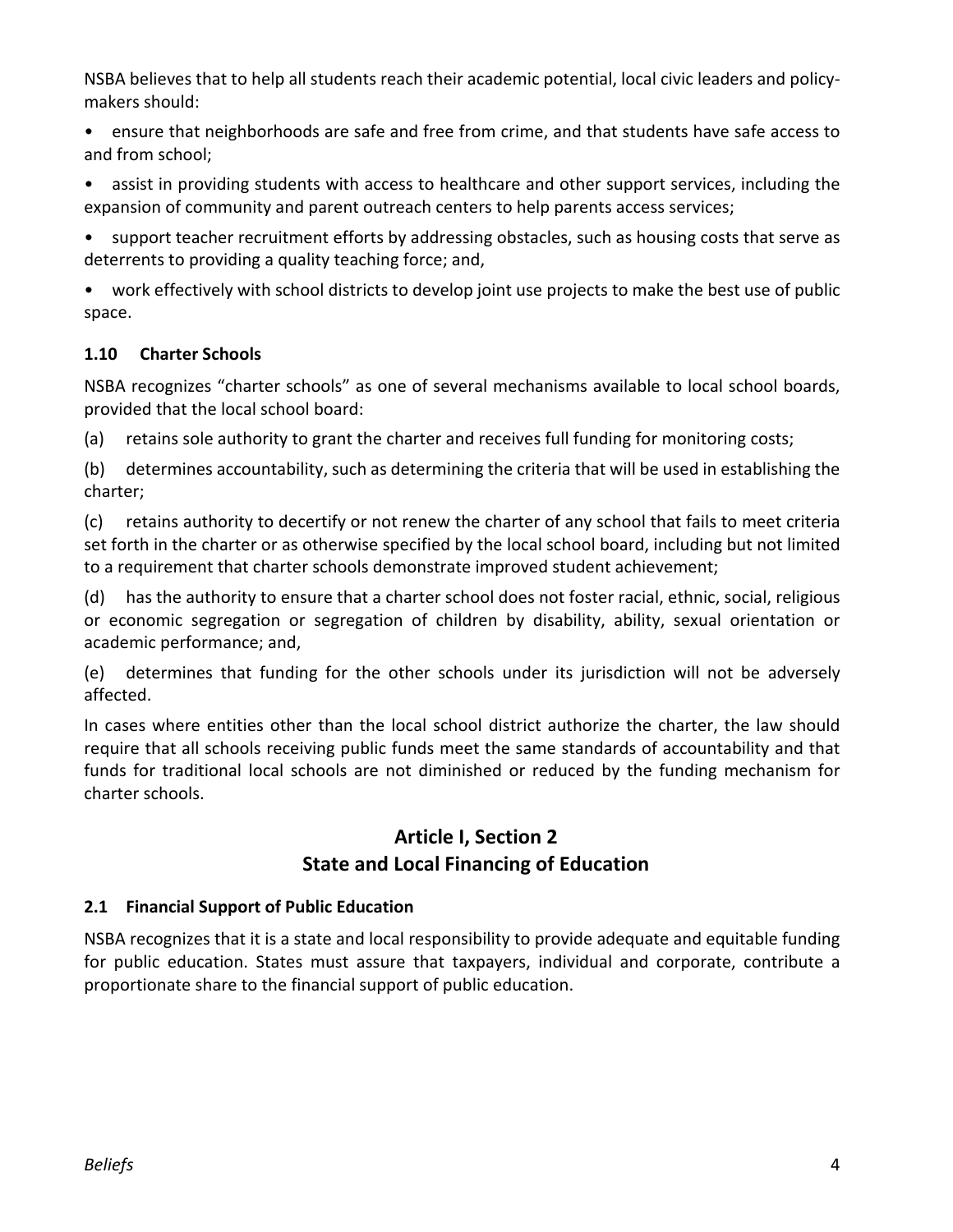NSBA believes that to help all students reach their academic potential, local civic leaders and policy-makers should:

- ensure that neighborhoods are safe and free from crime, and that students have safe access to and from school;
- assist in providing students with access to healthcare and other support services, including the expansion of community and parent outreach centers to help parents access services;
- support teacher recruitment efforts by addressing obstacles, such as housing costs that serve as deterrents to providing a quality teaching force; and,
- work effectively with school districts to develop joint use projects to make the best use of public space.

### 1.10 Charter Schools

NSBA recognizes "charter schools" as one of several mechanisms available to local school boards, provided that the local school board:

(a) retains sole authority to grant the charter and receives full funding for monitoring costs;

(b) determines accountability, such as determining the criteria that will be used in establishing the charter;

(c) retains authority to decertify or not renew the charter of any school that fails to meet criteria set forth in the charter or as otherwise specified by the local school board, including but not limited to a requirement that charter schools demonstrate improved student achievement;

(d) has the authority to ensure that a charter school does not foster racial, ethnic, social, religious or economic segregation or segregation of children by disability, ability, sexual orientation or academic performance; and,

(e) determines that funding for the other schools under its jurisdiction will not be adversely affected.

In cases where entities other than the local school district authorize the charter, the law should require that all schools receiving public funds meet the same standards of accountability and that funds for traditional local schools are not diminished or reduced by the funding mechanism for charter schools.

## Article I, Section 2
## State and Local Financing of Education

### 2.1 Financial Support of Public Education

NSBA recognizes that it is a state and local responsibility to provide adequate and equitable funding for public education. States must assure that taxpayers, individual and corporate, contribute a proportionate share to the financial support of public education.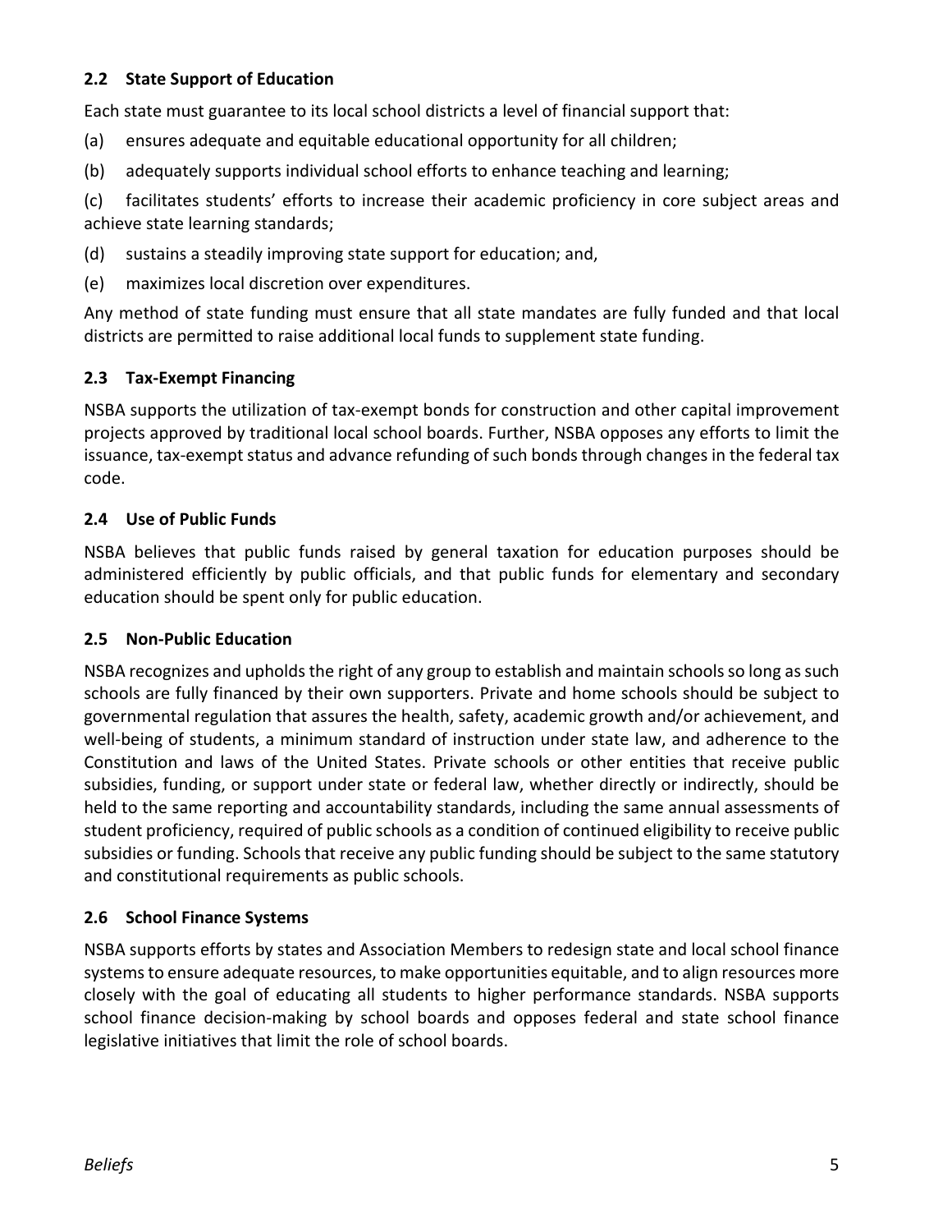### 2.2 State Support of Education

Each state must guarantee to its local school districts a level of financial support that:

(a) ensures adequate and equitable educational opportunity for all children;

(b) adequately supports individual school efforts to enhance teaching and learning;

(c) facilitates students' efforts to increase their academic proficiency in core subject areas and achieve state learning standards;

(d) sustains a steadily improving state support for education; and,

(e) maximizes local discretion over expenditures.

Any method of state funding must ensure that all state mandates are fully funded and that local districts are permitted to raise additional local funds to supplement state funding.

### 2.3 Tax-Exempt Financing

NSBA supports the utilization of tax-exempt bonds for construction and other capital improvement projects approved by traditional local school boards. Further, NSBA opposes any efforts to limit the issuance, tax-exempt status and advance refunding of such bonds through changes in the federal tax code.

### 2.4 Use of Public Funds

NSBA believes that public funds raised by general taxation for education purposes should be administered efficiently by public officials, and that public funds for elementary and secondary education should be spent only for public education.

### 2.5 Non-Public Education

NSBA recognizes and upholds the right of any group to establish and maintain schools so long as such schools are fully financed by their own supporters. Private and home schools should be subject to governmental regulation that assures the health, safety, academic growth and/or achievement, and well-being of students, a minimum standard of instruction under state law, and adherence to the Constitution and laws of the United States. Private schools or other entities that receive public subsidies, funding, or support under state or federal law, whether directly or indirectly, should be held to the same reporting and accountability standards, including the same annual assessments of student proficiency, required of public schools as a condition of continued eligibility to receive public subsidies or funding. Schools that receive any public funding should be subject to the same statutory and constitutional requirements as public schools.

### 2.6 School Finance Systems

NSBA supports efforts by states and Association Members to redesign state and local school finance systems to ensure adequate resources, to make opportunities equitable, and to align resources more closely with the goal of educating all students to higher performance standards. NSBA supports school finance decision-making by school boards and opposes federal and state school finance legislative initiatives that limit the role of school boards.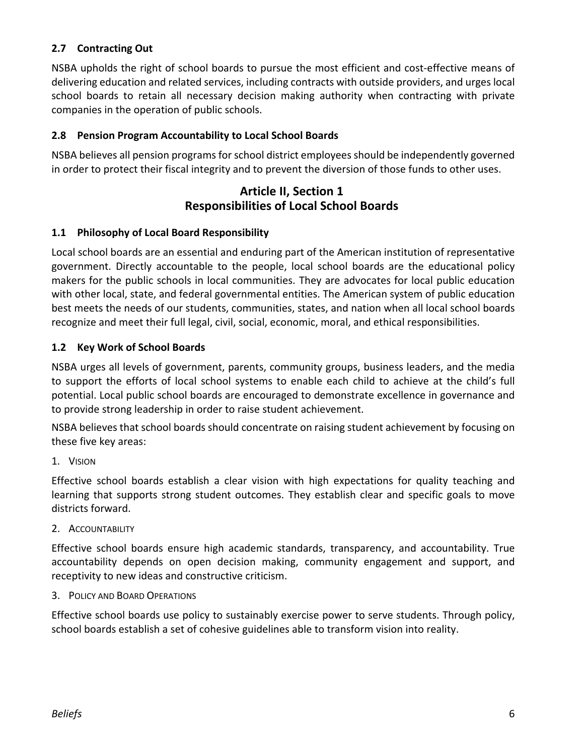### 2.7 Contracting Out

NSBA upholds the right of school boards to pursue the most efficient and cost-effective means of delivering education and related services, including contracts with outside providers, and urges local school boards to retain all necessary decision making authority when contracting with private companies in the operation of public schools.

### 2.8 Pension Program Accountability to Local School Boards

NSBA believes all pension programs for school district employees should be independently governed in order to protect their fiscal integrity and to prevent the diversion of those funds to other uses.

## Article II, Section 1
## Responsibilities of Local School Boards

### 1.1 Philosophy of Local Board Responsibility

Local school boards are an essential and enduring part of the American institution of representative government. Directly accountable to the people, local school boards are the educational policy makers for the public schools in local communities. They are advocates for local public education with other local, state, and federal governmental entities. The American system of public education best meets the needs of our students, communities, states, and nation when all local school boards recognize and meet their full legal, civil, social, economic, moral, and ethical responsibilities.

### 1.2 Key Work of School Boards

NSBA urges all levels of government, parents, community groups, business leaders, and the media to support the efforts of local school systems to enable each child to achieve at the child's full potential. Local public school boards are encouraged to demonstrate excellence in governance and to provide strong leadership in order to raise student achievement.

NSBA believes that school boards should concentrate on raising student achievement by focusing on these five key areas:

1. Vision

Effective school boards establish a clear vision with high expectations for quality teaching and learning that supports strong student outcomes. They establish clear and specific goals to move districts forward.

2. Accountability

Effective school boards ensure high academic standards, transparency, and accountability. True accountability depends on open decision making, community engagement and support, and receptivity to new ideas and constructive criticism.

3. Policy and Board Operations

Effective school boards use policy to sustainably exercise power to serve students. Through policy, school boards establish a set of cohesive guidelines able to transform vision into reality.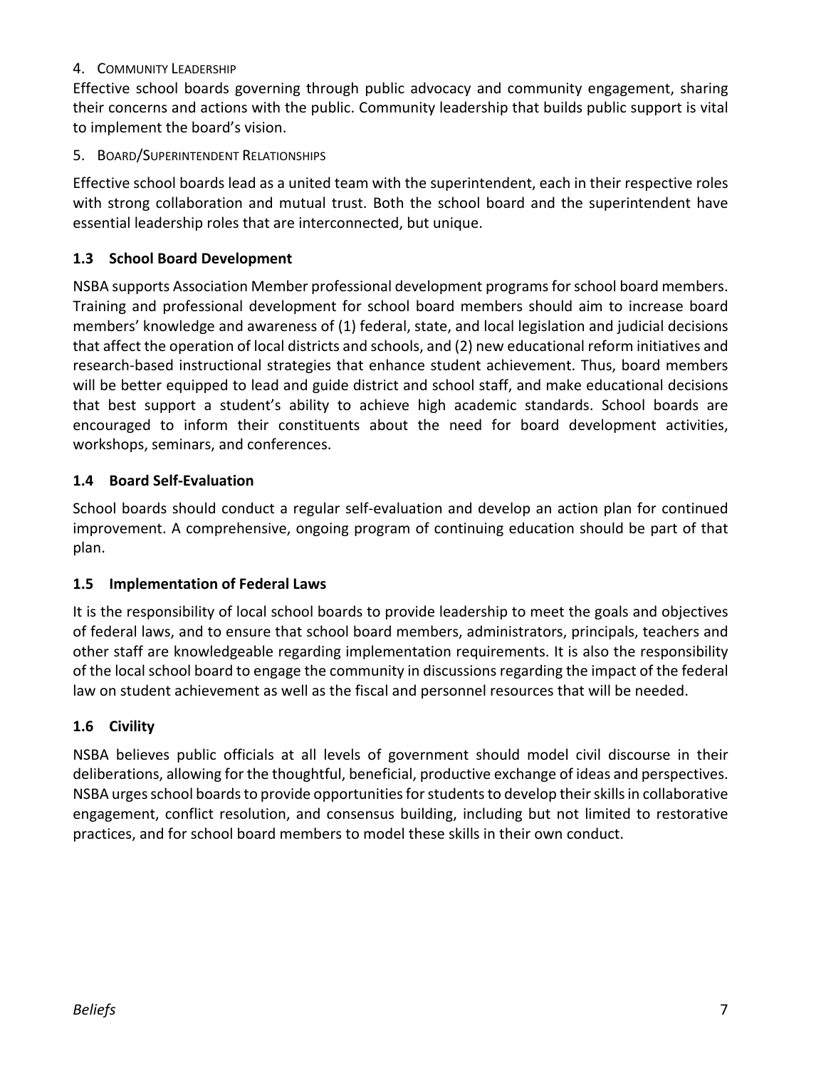4. COMMUNITY LEADERSHIP

Effective school boards governing through public advocacy and community engagement, sharing their concerns and actions with the public. Community leadership that builds public support is vital to implement the board's vision.

5. BOARD/SUPERINTENDENT RELATIONSHIPS

Effective school boards lead as a united team with the superintendent, each in their respective roles with strong collaboration and mutual trust. Both the school board and the superintendent have essential leadership roles that are interconnected, but unique.

### 1.3 School Board Development

NSBA supports Association Member professional development programs for school board members. Training and professional development for school board members should aim to increase board members' knowledge and awareness of (1) federal, state, and local legislation and judicial decisions that affect the operation of local districts and schools, and (2) new educational reform initiatives and research-based instructional strategies that enhance student achievement. Thus, board members will be better equipped to lead and guide district and school staff, and make educational decisions that best support a student's ability to achieve high academic standards. School boards are encouraged to inform their constituents about the need for board development activities, workshops, seminars, and conferences.

### 1.4 Board Self-Evaluation

School boards should conduct a regular self-evaluation and develop an action plan for continued improvement. A comprehensive, ongoing program of continuing education should be part of that plan.

### 1.5 Implementation of Federal Laws

It is the responsibility of local school boards to provide leadership to meet the goals and objectives of federal laws, and to ensure that school board members, administrators, principals, teachers and other staff are knowledgeable regarding implementation requirements. It is also the responsibility of the local school board to engage the community in discussions regarding the impact of the federal law on student achievement as well as the fiscal and personnel resources that will be needed.

### 1.6 Civility

NSBA believes public officials at all levels of government should model civil discourse in their deliberations, allowing for the thoughtful, beneficial, productive exchange of ideas and perspectives. NSBA urges school boards to provide opportunities for students to develop their skills in collaborative engagement, conflict resolution, and consensus building, including but not limited to restorative practices, and for school board members to model these skills in their own conduct.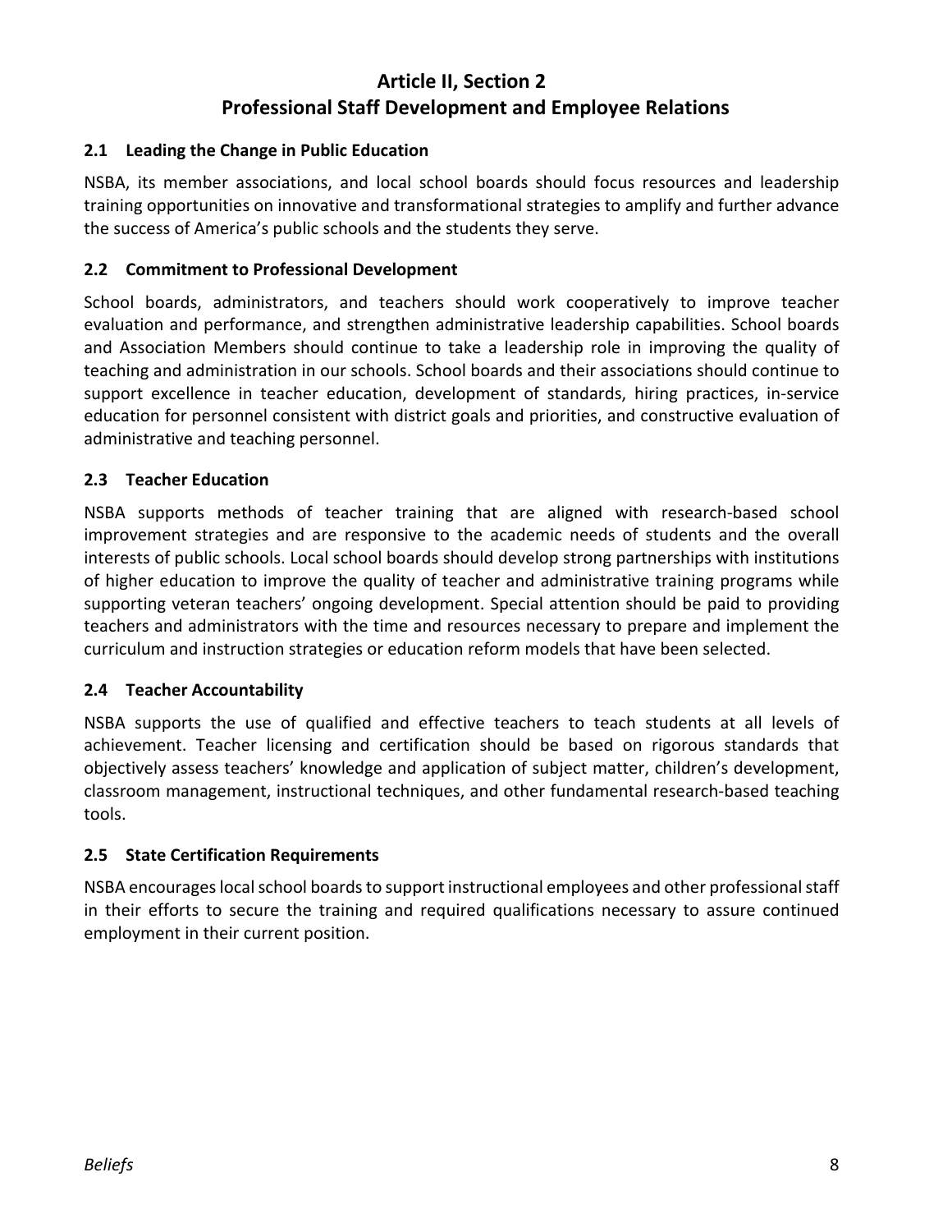# Article II, Section 2
# Professional Staff Development and Employee Relations

### 2.1 Leading the Change in Public Education

NSBA, its member associations, and local school boards should focus resources and leadership training opportunities on innovative and transformational strategies to amplify and further advance the success of America's public schools and the students they serve.

### 2.2 Commitment to Professional Development

School boards, administrators, and teachers should work cooperatively to improve teacher evaluation and performance, and strengthen administrative leadership capabilities. School boards and Association Members should continue to take a leadership role in improving the quality of teaching and administration in our schools. School boards and their associations should continue to support excellence in teacher education, development of standards, hiring practices, in-service education for personnel consistent with district goals and priorities, and constructive evaluation of administrative and teaching personnel.

### 2.3 Teacher Education

NSBA supports methods of teacher training that are aligned with research-based school improvement strategies and are responsive to the academic needs of students and the overall interests of public schools. Local school boards should develop strong partnerships with institutions of higher education to improve the quality of teacher and administrative training programs while supporting veteran teachers' ongoing development. Special attention should be paid to providing teachers and administrators with the time and resources necessary to prepare and implement the curriculum and instruction strategies or education reform models that have been selected.

### 2.4 Teacher Accountability

NSBA supports the use of qualified and effective teachers to teach students at all levels of achievement. Teacher licensing and certification should be based on rigorous standards that objectively assess teachers' knowledge and application of subject matter, children's development, classroom management, instructional techniques, and other fundamental research-based teaching tools.

### 2.5 State Certification Requirements

NSBA encourages local school boards to support instructional employees and other professional staff in their efforts to secure the training and required qualifications necessary to assure continued employment in their current position.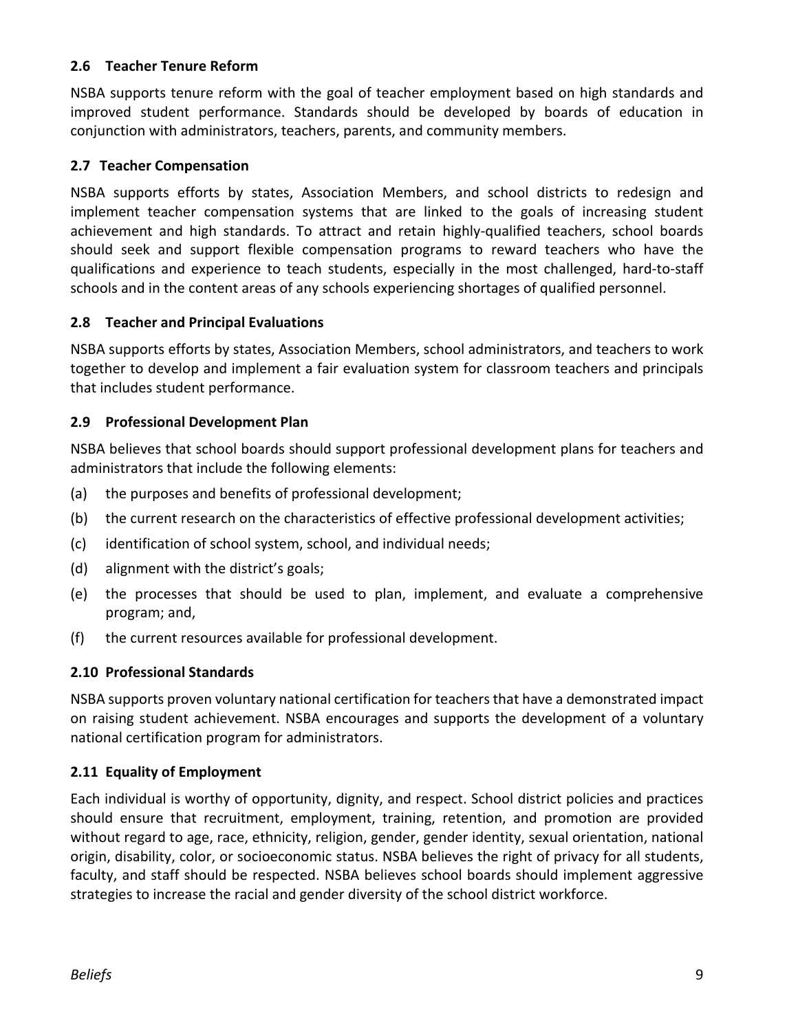### 2.6 Teacher Tenure Reform

NSBA supports tenure reform with the goal of teacher employment based on high standards and improved student performance. Standards should be developed by boards of education in conjunction with administrators, teachers, parents, and community members.

### 2.7 Teacher Compensation

NSBA supports efforts by states, Association Members, and school districts to redesign and implement teacher compensation systems that are linked to the goals of increasing student achievement and high standards. To attract and retain highly-qualified teachers, school boards should seek and support flexible compensation programs to reward teachers who have the qualifications and experience to teach students, especially in the most challenged, hard-to-staff schools and in the content areas of any schools experiencing shortages of qualified personnel.

### 2.8 Teacher and Principal Evaluations

NSBA supports efforts by states, Association Members, school administrators, and teachers to work together to develop and implement a fair evaluation system for classroom teachers and principals that includes student performance.

### 2.9 Professional Development Plan

NSBA believes that school boards should support professional development plans for teachers and administrators that include the following elements:

(a) the purposes and benefits of professional development;

(b) the current research on the characteristics of effective professional development activities;

(c) identification of school system, school, and individual needs;

(d) alignment with the district's goals;

(e) the processes that should be used to plan, implement, and evaluate a comprehensive program; and,

(f) the current resources available for professional development.

### 2.10 Professional Standards

NSBA supports proven voluntary national certification for teachers that have a demonstrated impact on raising student achievement. NSBA encourages and supports the development of a voluntary national certification program for administrators.

### 2.11 Equality of Employment

Each individual is worthy of opportunity, dignity, and respect. School district policies and practices should ensure that recruitment, employment, training, retention, and promotion are provided without regard to age, race, ethnicity, religion, gender, gender identity, sexual orientation, national origin, disability, color, or socioeconomic status. NSBA believes the right of privacy for all students, faculty, and staff should be respected. NSBA believes school boards should implement aggressive strategies to increase the racial and gender diversity of the school district workforce.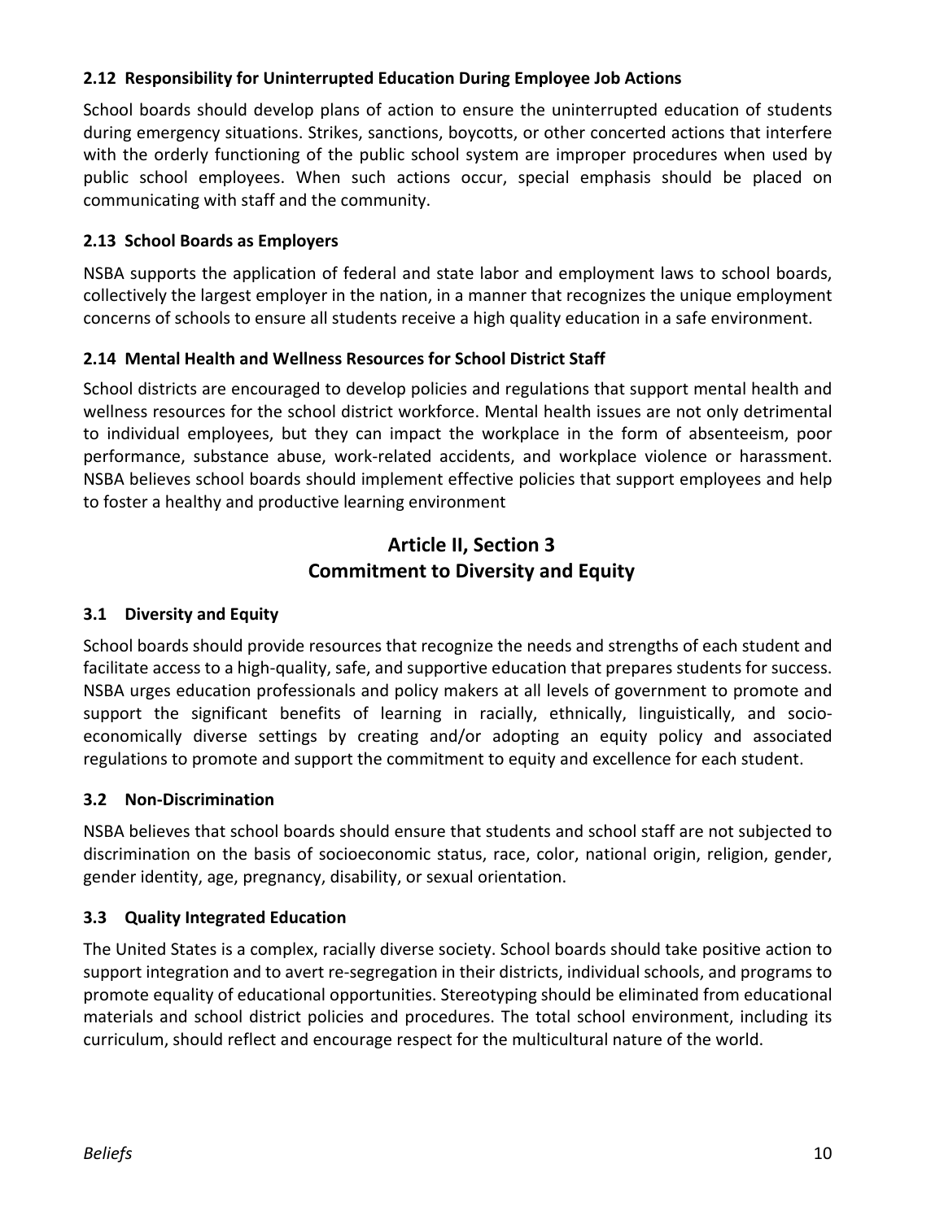### 2.12 Responsibility for Uninterrupted Education During Employee Job Actions

School boards should develop plans of action to ensure the uninterrupted education of students during emergency situations. Strikes, sanctions, boycotts, or other concerted actions that interfere with the orderly functioning of the public school system are improper procedures when used by public school employees. When such actions occur, special emphasis should be placed on communicating with staff and the community.

### 2.13 School Boards as Employers

NSBA supports the application of federal and state labor and employment laws to school boards, collectively the largest employer in the nation, in a manner that recognizes the unique employment concerns of schools to ensure all students receive a high quality education in a safe environment.

### 2.14 Mental Health and Wellness Resources for School District Staff

School districts are encouraged to develop policies and regulations that support mental health and wellness resources for the school district workforce. Mental health issues are not only detrimental to individual employees, but they can impact the workplace in the form of absenteeism, poor performance, substance abuse, work-related accidents, and workplace violence or harassment. NSBA believes school boards should implement effective policies that support employees and help to foster a healthy and productive learning environment

## Article II, Section 3
## Commitment to Diversity and Equity

### 3.1 Diversity and Equity

School boards should provide resources that recognize the needs and strengths of each student and facilitate access to a high-quality, safe, and supportive education that prepares students for success. NSBA urges education professionals and policy makers at all levels of government to promote and support the significant benefits of learning in racially, ethnically, linguistically, and socio-economically diverse settings by creating and/or adopting an equity policy and associated regulations to promote and support the commitment to equity and excellence for each student.

### 3.2 Non-Discrimination

NSBA believes that school boards should ensure that students and school staff are not subjected to discrimination on the basis of socioeconomic status, race, color, national origin, religion, gender, gender identity, age, pregnancy, disability, or sexual orientation.

### 3.3 Quality Integrated Education

The United States is a complex, racially diverse society. School boards should take positive action to support integration and to avert re-segregation in their districts, individual schools, and programs to promote equality of educational opportunities. Stereotyping should be eliminated from educational materials and school district policies and procedures. The total school environment, including its curriculum, should reflect and encourage respect for the multicultural nature of the world.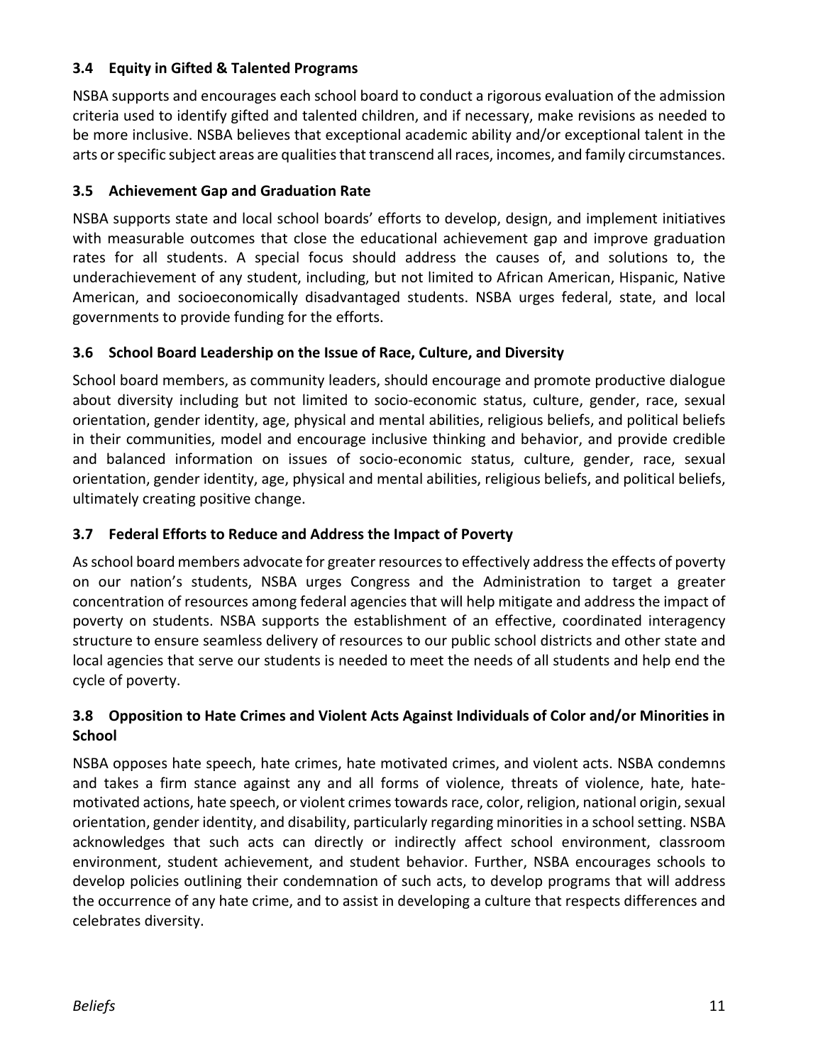### 3.4 Equity in Gifted & Talented Programs

NSBA supports and encourages each school board to conduct a rigorous evaluation of the admission criteria used to identify gifted and talented children, and if necessary, make revisions as needed to be more inclusive. NSBA believes that exceptional academic ability and/or exceptional talent in the arts or specific subject areas are qualities that transcend all races, incomes, and family circumstances.

### 3.5 Achievement Gap and Graduation Rate

NSBA supports state and local school boards' efforts to develop, design, and implement initiatives with measurable outcomes that close the educational achievement gap and improve graduation rates for all students. A special focus should address the causes of, and solutions to, the underachievement of any student, including, but not limited to African American, Hispanic, Native American, and socioeconomically disadvantaged students. NSBA urges federal, state, and local governments to provide funding for the efforts.

### 3.6 School Board Leadership on the Issue of Race, Culture, and Diversity

School board members, as community leaders, should encourage and promote productive dialogue about diversity including but not limited to socio-economic status, culture, gender, race, sexual orientation, gender identity, age, physical and mental abilities, religious beliefs, and political beliefs in their communities, model and encourage inclusive thinking and behavior, and provide credible and balanced information on issues of socio-economic status, culture, gender, race, sexual orientation, gender identity, age, physical and mental abilities, religious beliefs, and political beliefs, ultimately creating positive change.

### 3.7 Federal Efforts to Reduce and Address the Impact of Poverty

As school board members advocate for greater resources to effectively address the effects of poverty on our nation's students, NSBA urges Congress and the Administration to target a greater concentration of resources among federal agencies that will help mitigate and address the impact of poverty on students. NSBA supports the establishment of an effective, coordinated interagency structure to ensure seamless delivery of resources to our public school districts and other state and local agencies that serve our students is needed to meet the needs of all students and help end the cycle of poverty.

### 3.8 Opposition to Hate Crimes and Violent Acts Against Individuals of Color and/or Minorities in School

NSBA opposes hate speech, hate crimes, hate motivated crimes, and violent acts. NSBA condemns and takes a firm stance against any and all forms of violence, threats of violence, hate, hate-motivated actions, hate speech, or violent crimes towards race, color, religion, national origin, sexual orientation, gender identity, and disability, particularly regarding minorities in a school setting. NSBA acknowledges that such acts can directly or indirectly affect school environment, classroom environment, student achievement, and student behavior. Further, NSBA encourages schools to develop policies outlining their condemnation of such acts, to develop programs that will address the occurrence of any hate crime, and to assist in developing a culture that respects differences and celebrates diversity.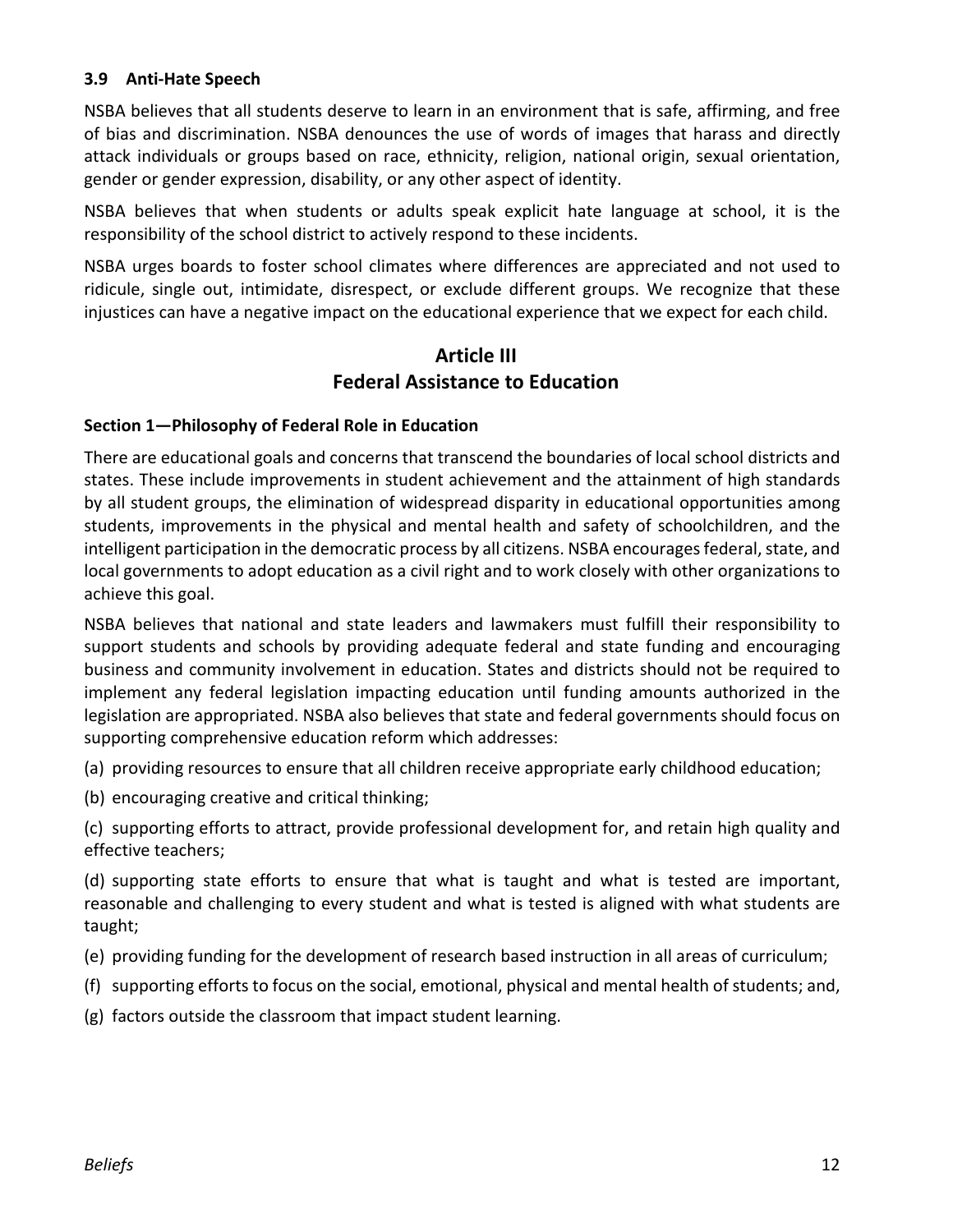### 3.9 Anti-Hate Speech

NSBA believes that all students deserve to learn in an environment that is safe, affirming, and free of bias and discrimination. NSBA denounces the use of words of images that harass and directly attack individuals or groups based on race, ethnicity, religion, national origin, sexual orientation, gender or gender expression, disability, or any other aspect of identity.

NSBA believes that when students or adults speak explicit hate language at school, it is the responsibility of the school district to actively respond to these incidents.

NSBA urges boards to foster school climates where differences are appreciated and not used to ridicule, single out, intimidate, disrespect, or exclude different groups. We recognize that these injustices can have a negative impact on the educational experience that we expect for each child.

## Article III
## Federal Assistance to Education

### Section 1—Philosophy of Federal Role in Education

There are educational goals and concerns that transcend the boundaries of local school districts and states. These include improvements in student achievement and the attainment of high standards by all student groups, the elimination of widespread disparity in educational opportunities among students, improvements in the physical and mental health and safety of schoolchildren, and the intelligent participation in the democratic process by all citizens. NSBA encourages federal, state, and local governments to adopt education as a civil right and to work closely with other organizations to achieve this goal.

NSBA believes that national and state leaders and lawmakers must fulfill their responsibility to support students and schools by providing adequate federal and state funding and encouraging business and community involvement in education. States and districts should not be required to implement any federal legislation impacting education until funding amounts authorized in the legislation are appropriated. NSBA also believes that state and federal governments should focus on supporting comprehensive education reform which addresses:

(a) providing resources to ensure that all children receive appropriate early childhood education;

(b) encouraging creative and critical thinking;

(c) supporting efforts to attract, provide professional development for, and retain high quality and effective teachers;

(d) supporting state efforts to ensure that what is taught and what is tested are important, reasonable and challenging to every student and what is tested is aligned with what students are taught;

(e) providing funding for the development of research based instruction in all areas of curriculum;

(f) supporting efforts to focus on the social, emotional, physical and mental health of students; and,

(g) factors outside the classroom that impact student learning.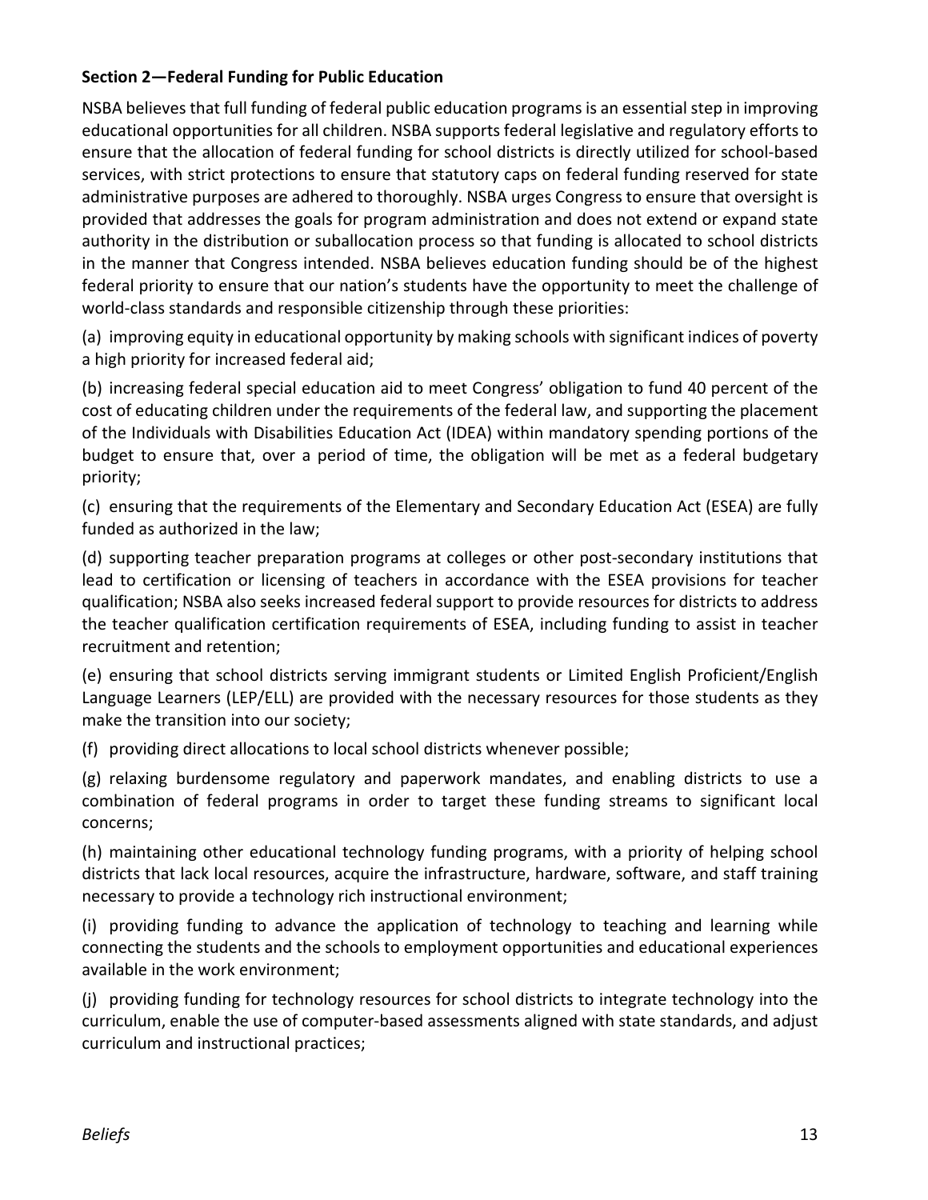**Section 2—Federal Funding for Public Education**

NSBA believes that full funding of federal public education programs is an essential step in improving educational opportunities for all children. NSBA supports federal legislative and regulatory efforts to ensure that the allocation of federal funding for school districts is directly utilized for school-based services, with strict protections to ensure that statutory caps on federal funding reserved for state administrative purposes are adhered to thoroughly. NSBA urges Congress to ensure that oversight is provided that addresses the goals for program administration and does not extend or expand state authority in the distribution or suballocation process so that funding is allocated to school districts in the manner that Congress intended. NSBA believes education funding should be of the highest federal priority to ensure that our nation's students have the opportunity to meet the challenge of world-class standards and responsible citizenship through these priorities:

(a) improving equity in educational opportunity by making schools with significant indices of poverty a high priority for increased federal aid;

(b) increasing federal special education aid to meet Congress' obligation to fund 40 percent of the cost of educating children under the requirements of the federal law, and supporting the placement of the Individuals with Disabilities Education Act (IDEA) within mandatory spending portions of the budget to ensure that, over a period of time, the obligation will be met as a federal budgetary priority;

(c) ensuring that the requirements of the Elementary and Secondary Education Act (ESEA) are fully funded as authorized in the law;

(d) supporting teacher preparation programs at colleges or other post-secondary institutions that lead to certification or licensing of teachers in accordance with the ESEA provisions for teacher qualification; NSBA also seeks increased federal support to provide resources for districts to address the teacher qualification certification requirements of ESEA, including funding to assist in teacher recruitment and retention;

(e) ensuring that school districts serving immigrant students or Limited English Proficient/English Language Learners (LEP/ELL) are provided with the necessary resources for those students as they make the transition into our society;

(f) providing direct allocations to local school districts whenever possible;

(g) relaxing burdensome regulatory and paperwork mandates, and enabling districts to use a combination of federal programs in order to target these funding streams to significant local concerns;

(h) maintaining other educational technology funding programs, with a priority of helping school districts that lack local resources, acquire the infrastructure, hardware, software, and staff training necessary to provide a technology rich instructional environment;

(i) providing funding to advance the application of technology to teaching and learning while connecting the students and the schools to employment opportunities and educational experiences available in the work environment;

(j) providing funding for technology resources for school districts to integrate technology into the curriculum, enable the use of computer-based assessments aligned with state standards, and adjust curriculum and instructional practices;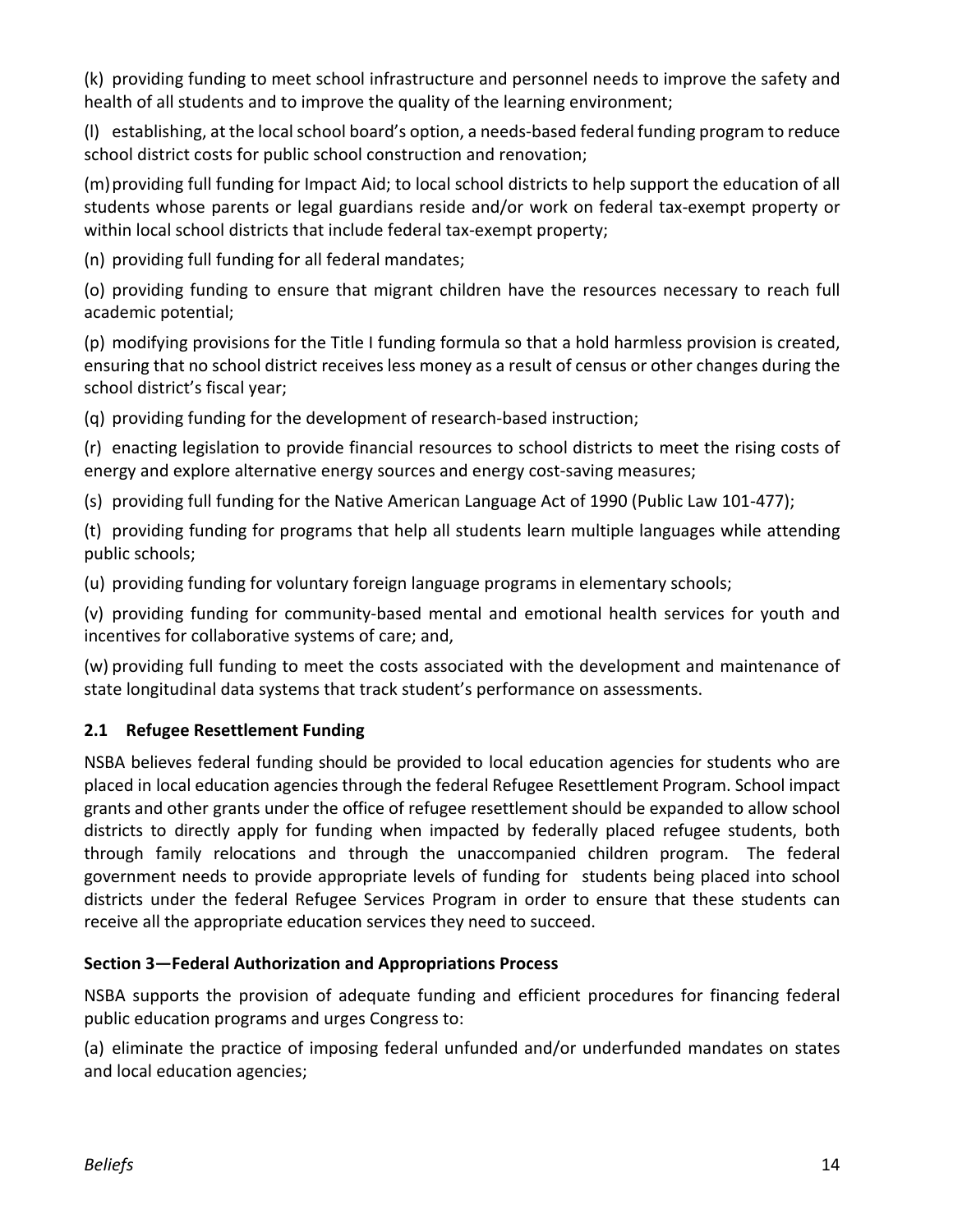(k) providing funding to meet school infrastructure and personnel needs to improve the safety and health of all students and to improve the quality of the learning environment;

(l) establishing, at the local school board's option, a needs-based federal funding program to reduce school district costs for public school construction and renovation;

(m) providing full funding for Impact Aid; to local school districts to help support the education of all students whose parents or legal guardians reside and/or work on federal tax-exempt property or within local school districts that include federal tax-exempt property;

(n) providing full funding for all federal mandates;

(o) providing funding to ensure that migrant children have the resources necessary to reach full academic potential;

(p) modifying provisions for the Title I funding formula so that a hold harmless provision is created, ensuring that no school district receives less money as a result of census or other changes during the school district's fiscal year;

(q) providing funding for the development of research-based instruction;

(r) enacting legislation to provide financial resources to school districts to meet the rising costs of energy and explore alternative energy sources and energy cost-saving measures;

(s) providing full funding for the Native American Language Act of 1990 (Public Law 101-477);

(t) providing funding for programs that help all students learn multiple languages while attending public schools;

(u) providing funding for voluntary foreign language programs in elementary schools;

(v) providing funding for community-based mental and emotional health services for youth and incentives for collaborative systems of care; and,

(w) providing full funding to meet the costs associated with the development and maintenance of state longitudinal data systems that track student's performance on assessments.

### 2.1 Refugee Resettlement Funding

NSBA believes federal funding should be provided to local education agencies for students who are placed in local education agencies through the federal Refugee Resettlement Program. School impact grants and other grants under the office of refugee resettlement should be expanded to allow school districts to directly apply for funding when impacted by federally placed refugee students, both through family relocations and through the unaccompanied children program. The federal government needs to provide appropriate levels of funding for students being placed into school districts under the federal Refugee Services Program in order to ensure that these students can receive all the appropriate education services they need to succeed.

## Section 3—Federal Authorization and Appropriations Process

NSBA supports the provision of adequate funding and efficient procedures for financing federal public education programs and urges Congress to:

(a) eliminate the practice of imposing federal unfunded and/or underfunded mandates on states and local education agencies;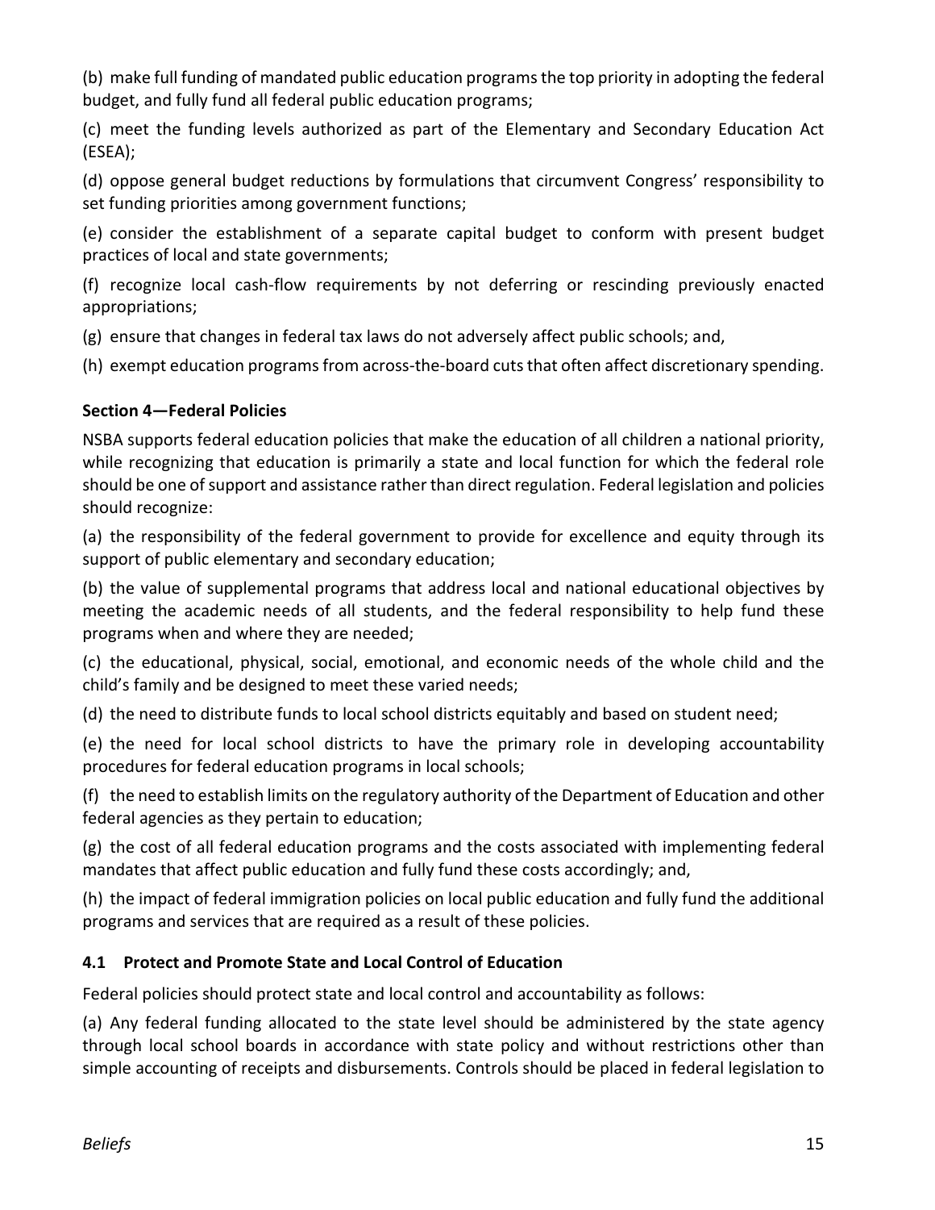(b) make full funding of mandated public education programs the top priority in adopting the federal budget, and fully fund all federal public education programs;

(c) meet the funding levels authorized as part of the Elementary and Secondary Education Act (ESEA);

(d) oppose general budget reductions by formulations that circumvent Congress' responsibility to set funding priorities among government functions;

(e) consider the establishment of a separate capital budget to conform with present budget practices of local and state governments;

(f) recognize local cash-flow requirements by not deferring or rescinding previously enacted appropriations;

(g) ensure that changes in federal tax laws do not adversely affect public schools; and,

(h) exempt education programs from across-the-board cuts that often affect discretionary spending.

**Section 4—Federal Policies**

NSBA supports federal education policies that make the education of all children a national priority, while recognizing that education is primarily a state and local function for which the federal role should be one of support and assistance rather than direct regulation. Federal legislation and policies should recognize:

(a) the responsibility of the federal government to provide for excellence and equity through its support of public elementary and secondary education;

(b) the value of supplemental programs that address local and national educational objectives by meeting the academic needs of all students, and the federal responsibility to help fund these programs when and where they are needed;

(c) the educational, physical, social, emotional, and economic needs of the whole child and the child's family and be designed to meet these varied needs;

(d) the need to distribute funds to local school districts equitably and based on student need;

(e) the need for local school districts to have the primary role in developing accountability procedures for federal education programs in local schools;

(f) the need to establish limits on the regulatory authority of the Department of Education and other federal agencies as they pertain to education;

(g) the cost of all federal education programs and the costs associated with implementing federal mandates that affect public education and fully fund these costs accordingly; and,

(h) the impact of federal immigration policies on local public education and fully fund the additional programs and services that are required as a result of these policies.

### 4.1 Protect and Promote State and Local Control of Education

Federal policies should protect state and local control and accountability as follows:

(a) Any federal funding allocated to the state level should be administered by the state agency through local school boards in accordance with state policy and without restrictions other than simple accounting of receipts and disbursements. Controls should be placed in federal legislation to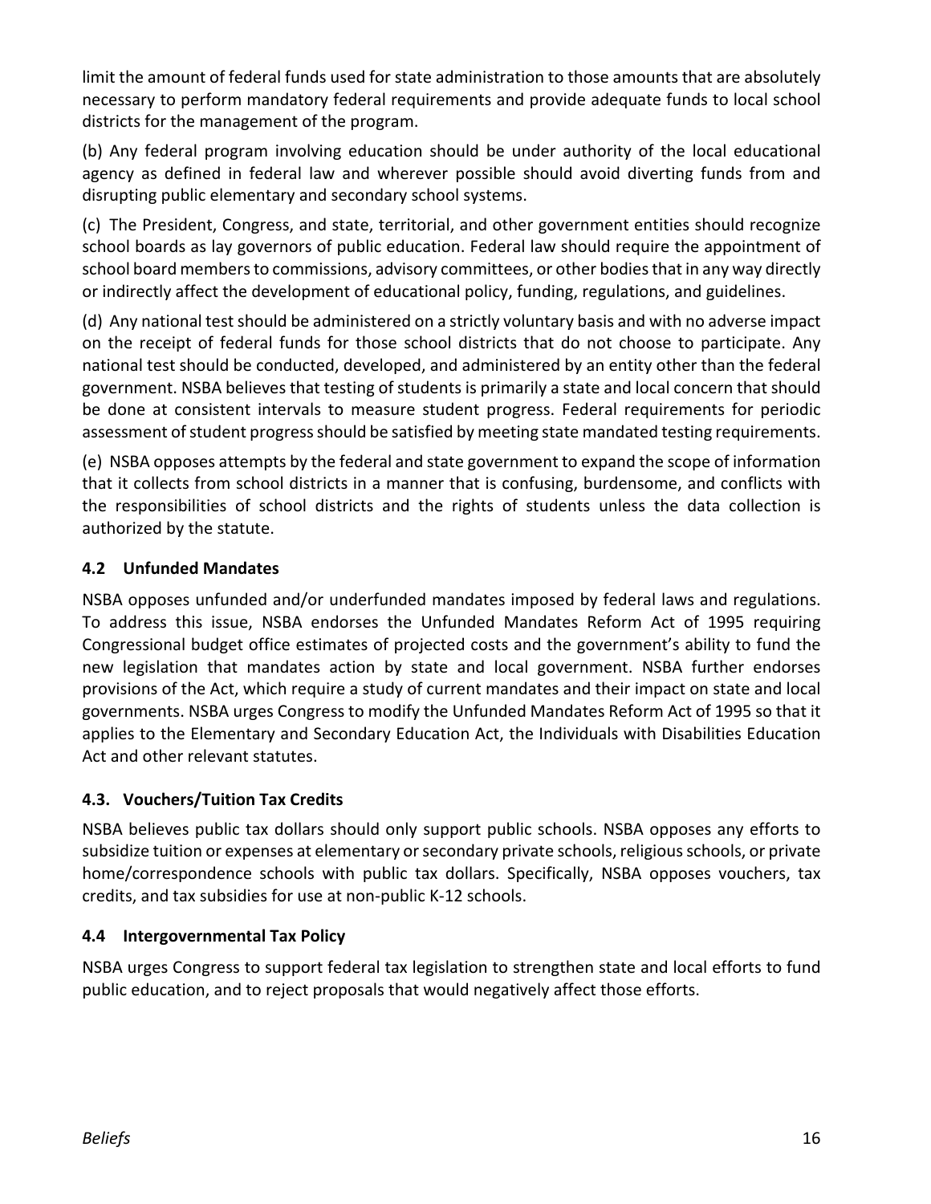limit the amount of federal funds used for state administration to those amounts that are absolutely necessary to perform mandatory federal requirements and provide adequate funds to local school districts for the management of the program.

(b) Any federal program involving education should be under authority of the local educational agency as defined in federal law and wherever possible should avoid diverting funds from and disrupting public elementary and secondary school systems.

(c) The President, Congress, and state, territorial, and other government entities should recognize school boards as lay governors of public education. Federal law should require the appointment of school board members to commissions, advisory committees, or other bodies that in any way directly or indirectly affect the development of educational policy, funding, regulations, and guidelines.

(d) Any national test should be administered on a strictly voluntary basis and with no adverse impact on the receipt of federal funds for those school districts that do not choose to participate. Any national test should be conducted, developed, and administered by an entity other than the federal government. NSBA believes that testing of students is primarily a state and local concern that should be done at consistent intervals to measure student progress. Federal requirements for periodic assessment of student progress should be satisfied by meeting state mandated testing requirements.

(e) NSBA opposes attempts by the federal and state government to expand the scope of information that it collects from school districts in a manner that is confusing, burdensome, and conflicts with the responsibilities of school districts and the rights of students unless the data collection is authorized by the statute.

### 4.2 Unfunded Mandates

NSBA opposes unfunded and/or underfunded mandates imposed by federal laws and regulations. To address this issue, NSBA endorses the Unfunded Mandates Reform Act of 1995 requiring Congressional budget office estimates of projected costs and the government's ability to fund the new legislation that mandates action by state and local government. NSBA further endorses provisions of the Act, which require a study of current mandates and their impact on state and local governments. NSBA urges Congress to modify the Unfunded Mandates Reform Act of 1995 so that it applies to the Elementary and Secondary Education Act, the Individuals with Disabilities Education Act and other relevant statutes.

### 4.3. Vouchers/Tuition Tax Credits

NSBA believes public tax dollars should only support public schools. NSBA opposes any efforts to subsidize tuition or expenses at elementary or secondary private schools, religious schools, or private home/correspondence schools with public tax dollars. Specifically, NSBA opposes vouchers, tax credits, and tax subsidies for use at non-public K-12 schools.

### 4.4 Intergovernmental Tax Policy

NSBA urges Congress to support federal tax legislation to strengthen state and local efforts to fund public education, and to reject proposals that would negatively affect those efforts.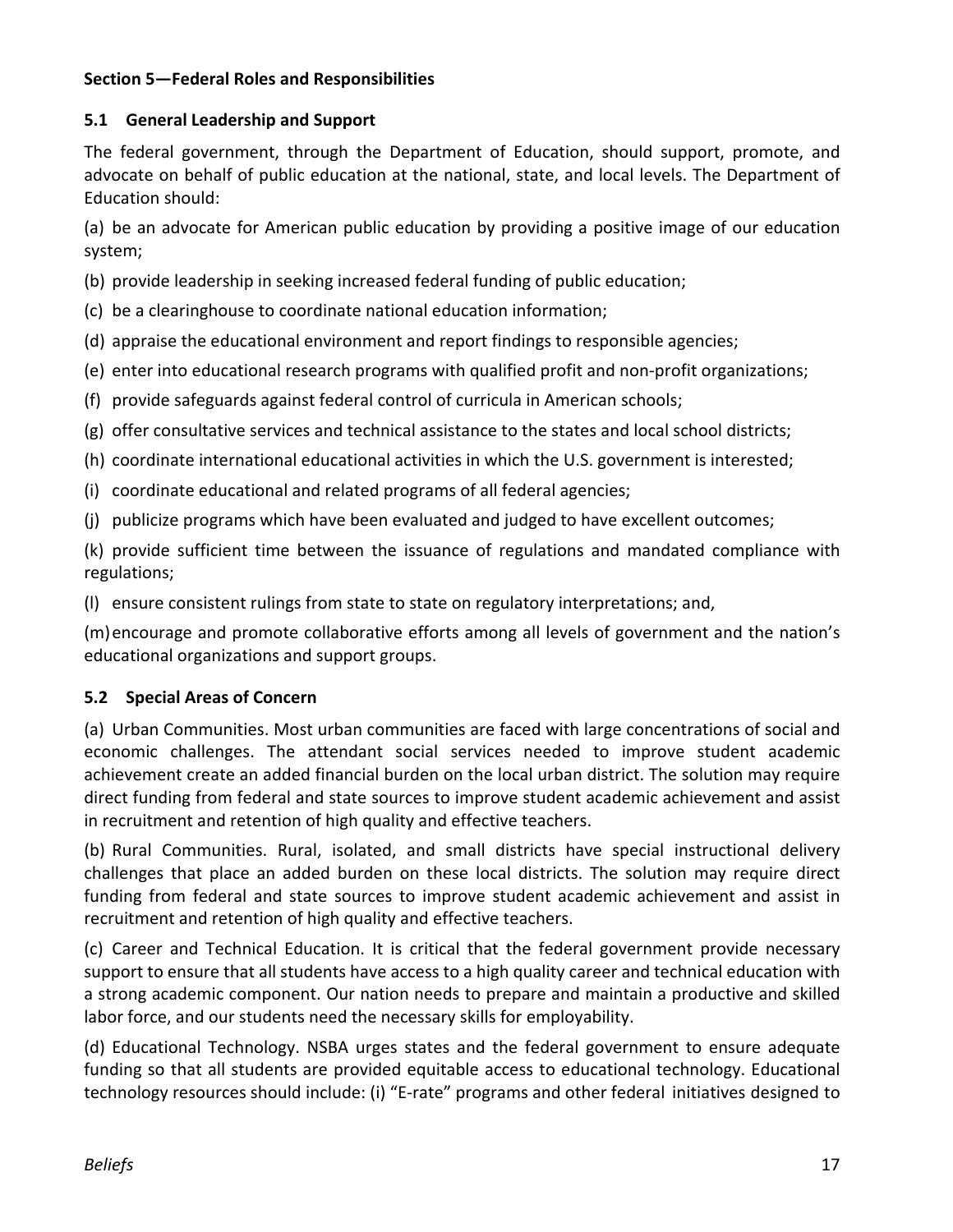### Section 5—Federal Roles and Responsibilities

#### 5.1 General Leadership and Support

The federal government, through the Department of Education, should support, promote, and advocate on behalf of public education at the national, state, and local levels. The Department of Education should:

(a) be an advocate for American public education by providing a positive image of our education system;

(b) provide leadership in seeking increased federal funding of public education;

(c) be a clearinghouse to coordinate national education information;

(d) appraise the educational environment and report findings to responsible agencies;

(e) enter into educational research programs with qualified profit and non-profit organizations;

(f) provide safeguards against federal control of curricula in American schools;

(g) offer consultative services and technical assistance to the states and local school districts;

(h) coordinate international educational activities in which the U.S. government is interested;

(i) coordinate educational and related programs of all federal agencies;

(j) publicize programs which have been evaluated and judged to have excellent outcomes;

(k) provide sufficient time between the issuance of regulations and mandated compliance with regulations;

(l) ensure consistent rulings from state to state on regulatory interpretations; and,

(m) encourage and promote collaborative efforts among all levels of government and the nation's educational organizations and support groups.

#### 5.2 Special Areas of Concern

(a) Urban Communities. Most urban communities are faced with large concentrations of social and economic challenges. The attendant social services needed to improve student academic achievement create an added financial burden on the local urban district. The solution may require direct funding from federal and state sources to improve student academic achievement and assist in recruitment and retention of high quality and effective teachers.

(b) Rural Communities. Rural, isolated, and small districts have special instructional delivery challenges that place an added burden on these local districts. The solution may require direct funding from federal and state sources to improve student academic achievement and assist in recruitment and retention of high quality and effective teachers.

(c) Career and Technical Education. It is critical that the federal government provide necessary support to ensure that all students have access to a high quality career and technical education with a strong academic component. Our nation needs to prepare and maintain a productive and skilled labor force, and our students need the necessary skills for employability.

(d) Educational Technology. NSBA urges states and the federal government to ensure adequate funding so that all students are provided equitable access to educational technology. Educational technology resources should include: (i) "E-rate" programs and other federal initiatives designed to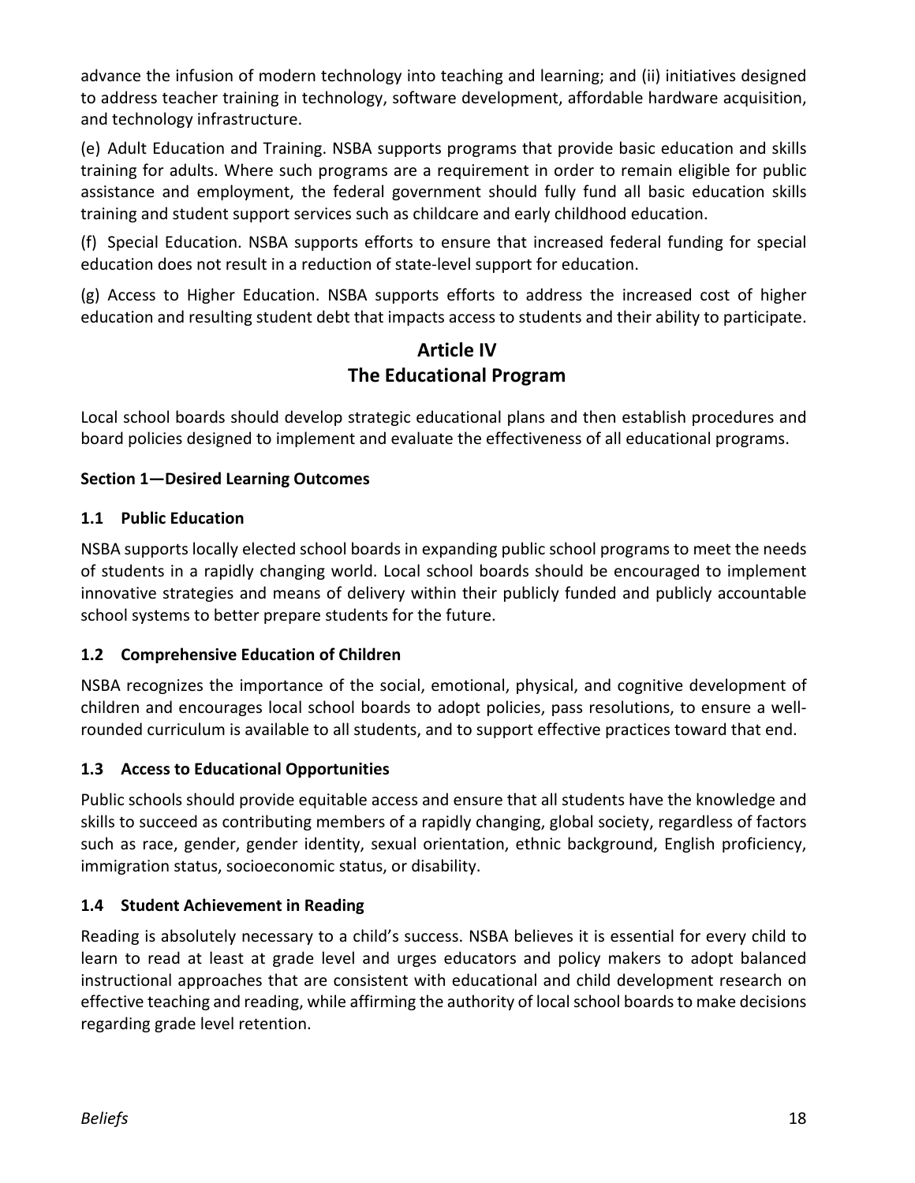advance the infusion of modern technology into teaching and learning; and (ii) initiatives designed to address teacher training in technology, software development, affordable hardware acquisition, and technology infrastructure.

(e) Adult Education and Training. NSBA supports programs that provide basic education and skills training for adults. Where such programs are a requirement in order to remain eligible for public assistance and employment, the federal government should fully fund all basic education skills training and student support services such as childcare and early childhood education.

(f) Special Education. NSBA supports efforts to ensure that increased federal funding for special education does not result in a reduction of state-level support for education.

(g) Access to Higher Education. NSBA supports efforts to address the increased cost of higher education and resulting student debt that impacts access to students and their ability to participate.

# Article IV
# The Educational Program

Local school boards should develop strategic educational plans and then establish procedures and board policies designed to implement and evaluate the effectiveness of all educational programs.

## Section 1—Desired Learning Outcomes

### 1.1 Public Education

NSBA supports locally elected school boards in expanding public school programs to meet the needs of students in a rapidly changing world. Local school boards should be encouraged to implement innovative strategies and means of delivery within their publicly funded and publicly accountable school systems to better prepare students for the future.

### 1.2 Comprehensive Education of Children

NSBA recognizes the importance of the social, emotional, physical, and cognitive development of children and encourages local school boards to adopt policies, pass resolutions, to ensure a well-rounded curriculum is available to all students, and to support effective practices toward that end.

### 1.3 Access to Educational Opportunities

Public schools should provide equitable access and ensure that all students have the knowledge and skills to succeed as contributing members of a rapidly changing, global society, regardless of factors such as race, gender, gender identity, sexual orientation, ethnic background, English proficiency, immigration status, socioeconomic status, or disability.

### 1.4 Student Achievement in Reading

Reading is absolutely necessary to a child's success. NSBA believes it is essential for every child to learn to read at least at grade level and urges educators and policy makers to adopt balanced instructional approaches that are consistent with educational and child development research on effective teaching and reading, while affirming the authority of local school boards to make decisions regarding grade level retention.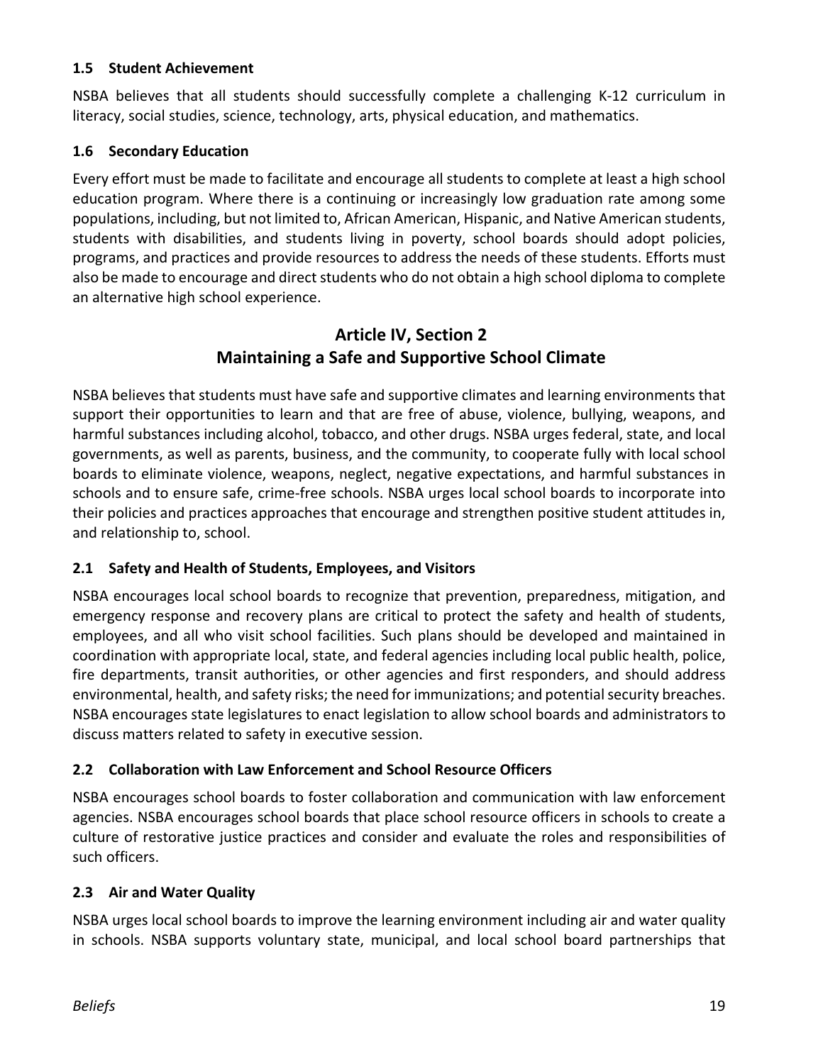### 1.5 Student Achievement

NSBA believes that all students should successfully complete a challenging K-12 curriculum in literacy, social studies, science, technology, arts, physical education, and mathematics.

### 1.6 Secondary Education

Every effort must be made to facilitate and encourage all students to complete at least a high school education program. Where there is a continuing or increasingly low graduation rate among some populations, including, but not limited to, African American, Hispanic, and Native American students, students with disabilities, and students living in poverty, school boards should adopt policies, programs, and practices and provide resources to address the needs of these students. Efforts must also be made to encourage and direct students who do not obtain a high school diploma to complete an alternative high school experience.

## Article IV, Section 2
## Maintaining a Safe and Supportive School Climate

NSBA believes that students must have safe and supportive climates and learning environments that support their opportunities to learn and that are free of abuse, violence, bullying, weapons, and harmful substances including alcohol, tobacco, and other drugs. NSBA urges federal, state, and local governments, as well as parents, business, and the community, to cooperate fully with local school boards to eliminate violence, weapons, neglect, negative expectations, and harmful substances in schools and to ensure safe, crime-free schools. NSBA urges local school boards to incorporate into their policies and practices approaches that encourage and strengthen positive student attitudes in, and relationship to, school.

### 2.1 Safety and Health of Students, Employees, and Visitors

NSBA encourages local school boards to recognize that prevention, preparedness, mitigation, and emergency response and recovery plans are critical to protect the safety and health of students, employees, and all who visit school facilities. Such plans should be developed and maintained in coordination with appropriate local, state, and federal agencies including local public health, police, fire departments, transit authorities, or other agencies and first responders, and should address environmental, health, and safety risks; the need for immunizations; and potential security breaches. NSBA encourages state legislatures to enact legislation to allow school boards and administrators to discuss matters related to safety in executive session.

### 2.2 Collaboration with Law Enforcement and School Resource Officers

NSBA encourages school boards to foster collaboration and communication with law enforcement agencies. NSBA encourages school boards that place school resource officers in schools to create a culture of restorative justice practices and consider and evaluate the roles and responsibilities of such officers.

### 2.3 Air and Water Quality

NSBA urges local school boards to improve the learning environment including air and water quality in schools. NSBA supports voluntary state, municipal, and local school board partnerships that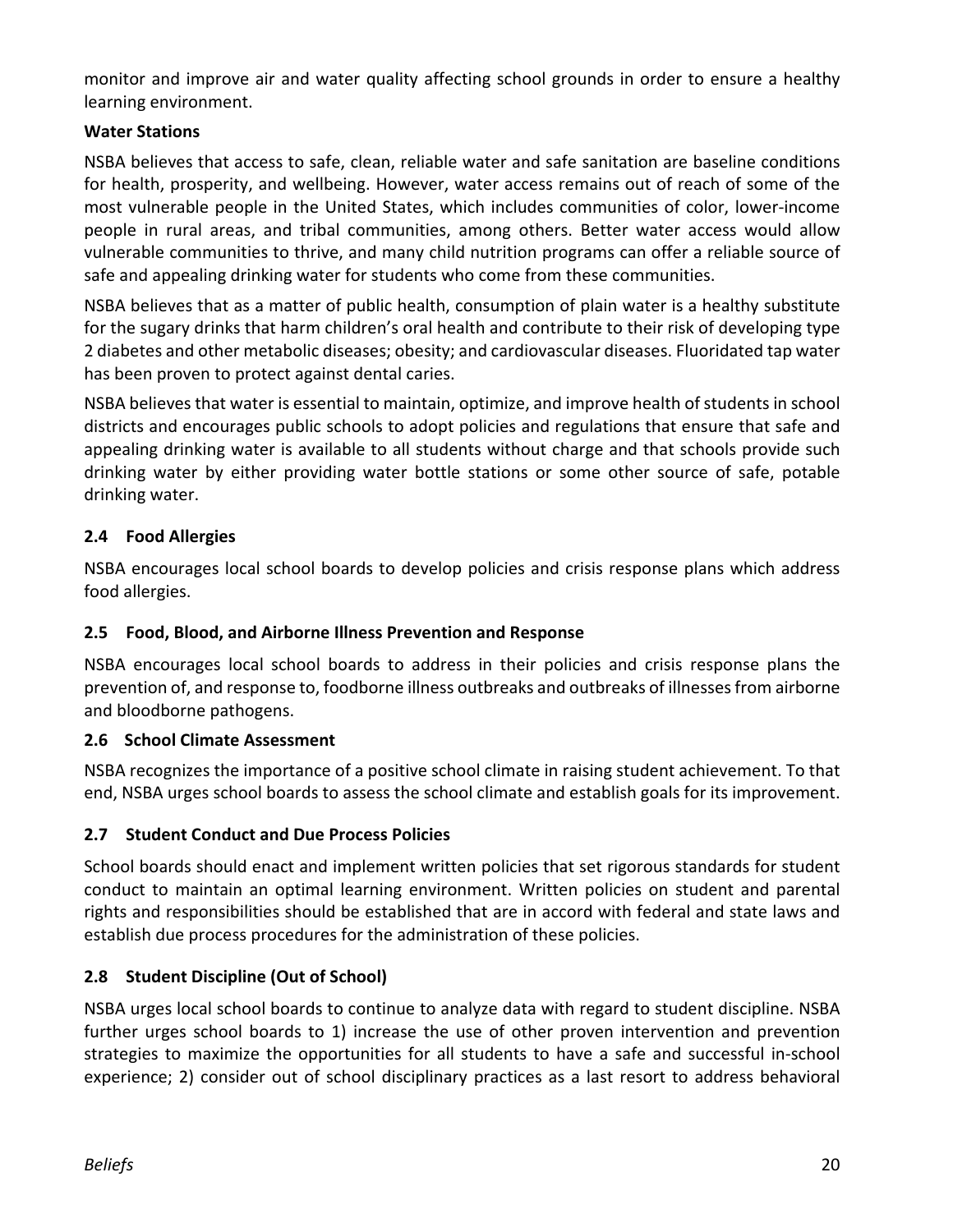monitor and improve air and water quality affecting school grounds in order to ensure a healthy learning environment.

**Water Stations**

NSBA believes that access to safe, clean, reliable water and safe sanitation are baseline conditions for health, prosperity, and wellbeing. However, water access remains out of reach of some of the most vulnerable people in the United States, which includes communities of color, lower-income people in rural areas, and tribal communities, among others. Better water access would allow vulnerable communities to thrive, and many child nutrition programs can offer a reliable source of safe and appealing drinking water for students who come from these communities.

NSBA believes that as a matter of public health, consumption of plain water is a healthy substitute for the sugary drinks that harm children's oral health and contribute to their risk of developing type 2 diabetes and other metabolic diseases; obesity; and cardiovascular diseases. Fluoridated tap water has been proven to protect against dental caries.

NSBA believes that water is essential to maintain, optimize, and improve health of students in school districts and encourages public schools to adopt policies and regulations that ensure that safe and appealing drinking water is available to all students without charge and that schools provide such drinking water by either providing water bottle stations or some other source of safe, potable drinking water.

### 2.4 Food Allergies

NSBA encourages local school boards to develop policies and crisis response plans which address food allergies.

### 2.5 Food, Blood, and Airborne Illness Prevention and Response

NSBA encourages local school boards to address in their policies and crisis response plans the prevention of, and response to, foodborne illness outbreaks and outbreaks of illnesses from airborne and bloodborne pathogens.

### 2.6 School Climate Assessment

NSBA recognizes the importance of a positive school climate in raising student achievement. To that end, NSBA urges school boards to assess the school climate and establish goals for its improvement.

### 2.7 Student Conduct and Due Process Policies

School boards should enact and implement written policies that set rigorous standards for student conduct to maintain an optimal learning environment. Written policies on student and parental rights and responsibilities should be established that are in accord with federal and state laws and establish due process procedures for the administration of these policies.

### 2.8 Student Discipline (Out of School)

NSBA urges local school boards to continue to analyze data with regard to student discipline. NSBA further urges school boards to 1) increase the use of other proven intervention and prevention strategies to maximize the opportunities for all students to have a safe and successful in-school experience; 2) consider out of school disciplinary practices as a last resort to address behavioral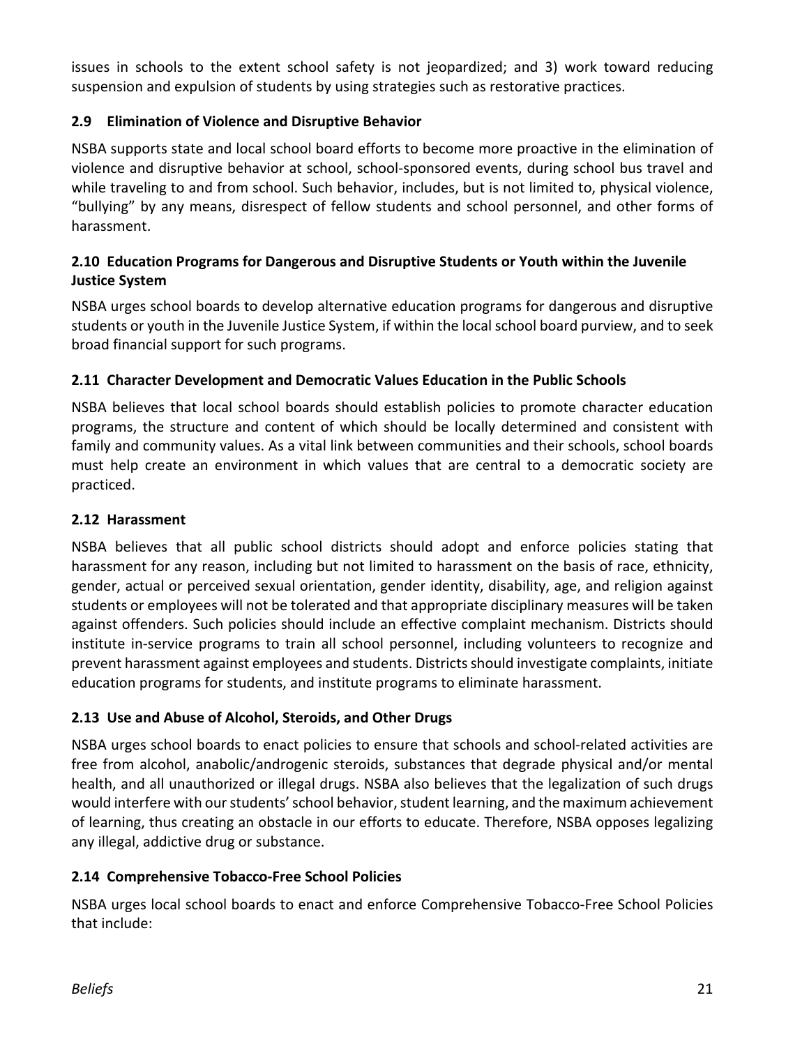issues in schools to the extent school safety is not jeopardized; and 3) work toward reducing suspension and expulsion of students by using strategies such as restorative practices.

### 2.9 Elimination of Violence and Disruptive Behavior

NSBA supports state and local school board efforts to become more proactive in the elimination of violence and disruptive behavior at school, school-sponsored events, during school bus travel and while traveling to and from school. Such behavior, includes, but is not limited to, physical violence, "bullying" by any means, disrespect of fellow students and school personnel, and other forms of harassment.

### 2.10 Education Programs for Dangerous and Disruptive Students or Youth within the Juvenile Justice System

NSBA urges school boards to develop alternative education programs for dangerous and disruptive students or youth in the Juvenile Justice System, if within the local school board purview, and to seek broad financial support for such programs.

### 2.11 Character Development and Democratic Values Education in the Public Schools

NSBA believes that local school boards should establish policies to promote character education programs, the structure and content of which should be locally determined and consistent with family and community values. As a vital link between communities and their schools, school boards must help create an environment in which values that are central to a democratic society are practiced.

### 2.12 Harassment

NSBA believes that all public school districts should adopt and enforce policies stating that harassment for any reason, including but not limited to harassment on the basis of race, ethnicity, gender, actual or perceived sexual orientation, gender identity, disability, age, and religion against students or employees will not be tolerated and that appropriate disciplinary measures will be taken against offenders. Such policies should include an effective complaint mechanism. Districts should institute in-service programs to train all school personnel, including volunteers to recognize and prevent harassment against employees and students. Districts should investigate complaints, initiate education programs for students, and institute programs to eliminate harassment.

### 2.13 Use and Abuse of Alcohol, Steroids, and Other Drugs

NSBA urges school boards to enact policies to ensure that schools and school-related activities are free from alcohol, anabolic/androgenic steroids, substances that degrade physical and/or mental health, and all unauthorized or illegal drugs. NSBA also believes that the legalization of such drugs would interfere with our students' school behavior, student learning, and the maximum achievement of learning, thus creating an obstacle in our efforts to educate. Therefore, NSBA opposes legalizing any illegal, addictive drug or substance.

### 2.14 Comprehensive Tobacco-Free School Policies

NSBA urges local school boards to enact and enforce Comprehensive Tobacco-Free School Policies that include: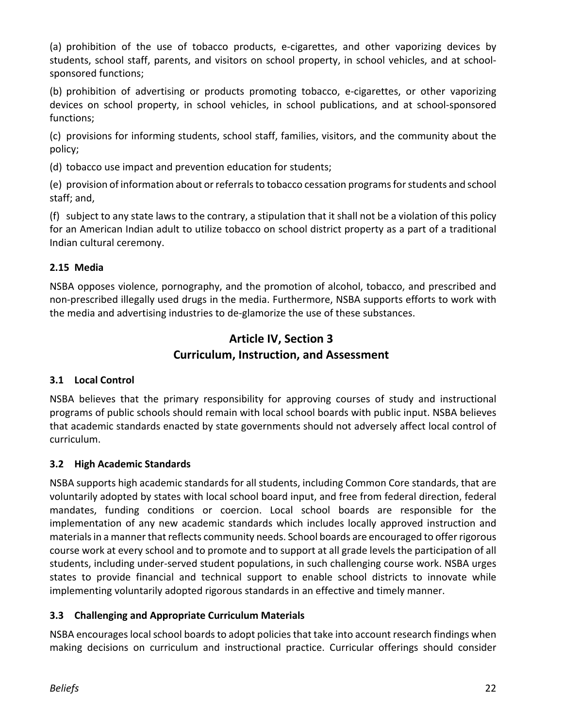(a) prohibition of the use of tobacco products, e-cigarettes, and other vaporizing devices by students, school staff, parents, and visitors on school property, in school vehicles, and at school-sponsored functions;

(b) prohibition of advertising or products promoting tobacco, e-cigarettes, or other vaporizing devices on school property, in school vehicles, in school publications, and at school-sponsored functions;

(c) provisions for informing students, school staff, families, visitors, and the community about the policy;

(d) tobacco use impact and prevention education for students;

(e) provision of information about or referrals to tobacco cessation programs for students and school staff; and,

(f) subject to any state laws to the contrary, a stipulation that it shall not be a violation of this policy for an American Indian adult to utilize tobacco on school district property as a part of a traditional Indian cultural ceremony.

### 2.15 Media

NSBA opposes violence, pornography, and the promotion of alcohol, tobacco, and prescribed and non-prescribed illegally used drugs in the media. Furthermore, NSBA supports efforts to work with the media and advertising industries to de-glamorize the use of these substances.

## Article IV, Section 3
## Curriculum, Instruction, and Assessment

### 3.1 Local Control

NSBA believes that the primary responsibility for approving courses of study and instructional programs of public schools should remain with local school boards with public input. NSBA believes that academic standards enacted by state governments should not adversely affect local control of curriculum.

### 3.2 High Academic Standards

NSBA supports high academic standards for all students, including Common Core standards, that are voluntarily adopted by states with local school board input, and free from federal direction, federal mandates, funding conditions or coercion. Local school boards are responsible for the implementation of any new academic standards which includes locally approved instruction and materials in a manner that reflects community needs. School boards are encouraged to offer rigorous course work at every school and to promote and to support at all grade levels the participation of all students, including under-served student populations, in such challenging course work. NSBA urges states to provide financial and technical support to enable school districts to innovate while implementing voluntarily adopted rigorous standards in an effective and timely manner.

### 3.3 Challenging and Appropriate Curriculum Materials

NSBA encourages local school boards to adopt policies that take into account research findings when making decisions on curriculum and instructional practice. Curricular offerings should consider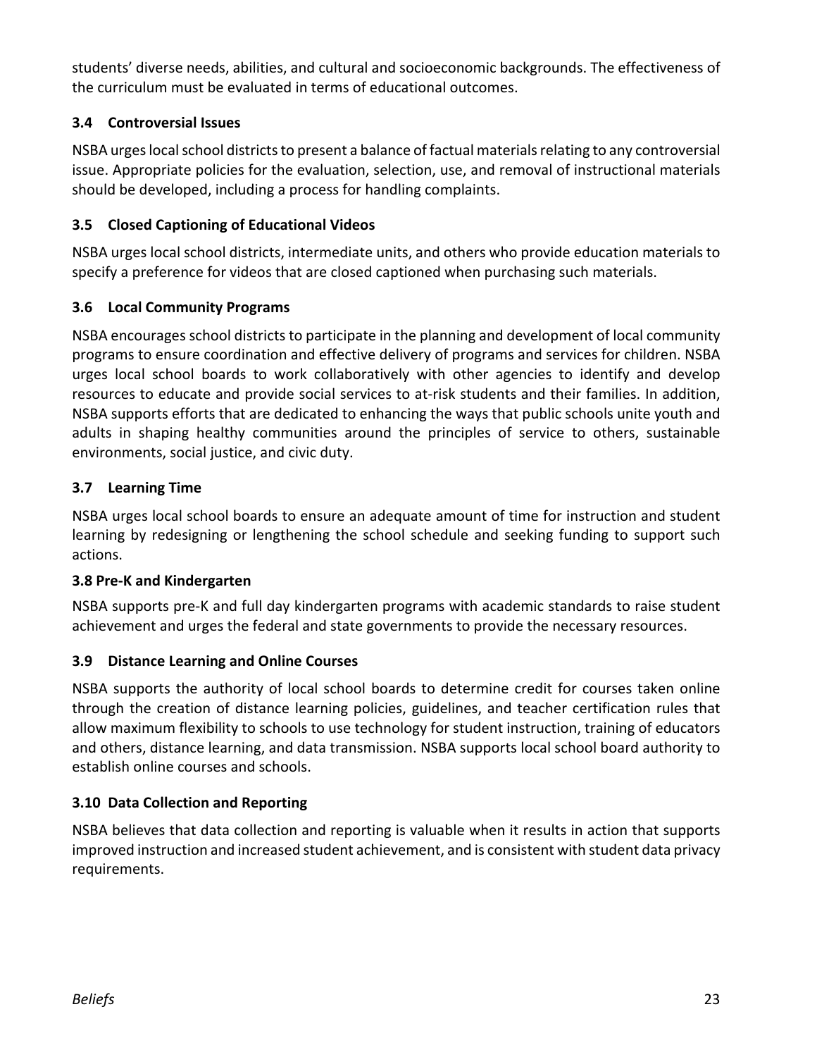students' diverse needs, abilities, and cultural and socioeconomic backgrounds. The effectiveness of the curriculum must be evaluated in terms of educational outcomes.

### 3.4 Controversial Issues

NSBA urges local school districts to present a balance of factual materials relating to any controversial issue. Appropriate policies for the evaluation, selection, use, and removal of instructional materials should be developed, including a process for handling complaints.

### 3.5 Closed Captioning of Educational Videos

NSBA urges local school districts, intermediate units, and others who provide education materials to specify a preference for videos that are closed captioned when purchasing such materials.

### 3.6 Local Community Programs

NSBA encourages school districts to participate in the planning and development of local community programs to ensure coordination and effective delivery of programs and services for children. NSBA urges local school boards to work collaboratively with other agencies to identify and develop resources to educate and provide social services to at-risk students and their families. In addition, NSBA supports efforts that are dedicated to enhancing the ways that public schools unite youth and adults in shaping healthy communities around the principles of service to others, sustainable environments, social justice, and civic duty.

### 3.7 Learning Time

NSBA urges local school boards to ensure an adequate amount of time for instruction and student learning by redesigning or lengthening the school schedule and seeking funding to support such actions.

### 3.8 Pre-K and Kindergarten

NSBA supports pre-K and full day kindergarten programs with academic standards to raise student achievement and urges the federal and state governments to provide the necessary resources.

### 3.9 Distance Learning and Online Courses

NSBA supports the authority of local school boards to determine credit for courses taken online through the creation of distance learning policies, guidelines, and teacher certification rules that allow maximum flexibility to schools to use technology for student instruction, training of educators and others, distance learning, and data transmission. NSBA supports local school board authority to establish online courses and schools.

### 3.10 Data Collection and Reporting

NSBA believes that data collection and reporting is valuable when it results in action that supports improved instruction and increased student achievement, and is consistent with student data privacy requirements.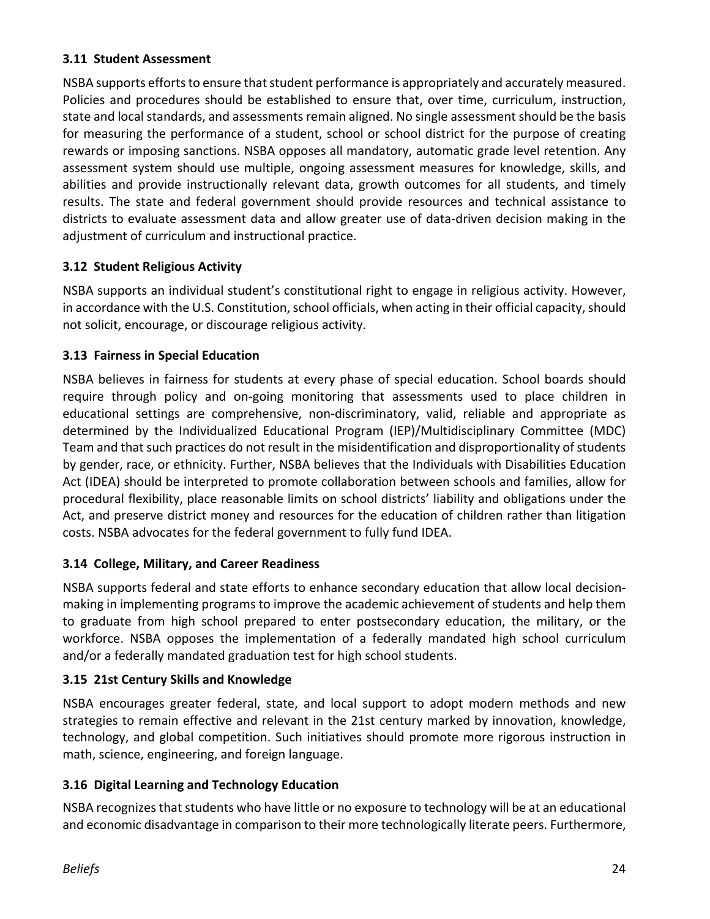### 3.11 Student Assessment

NSBA supports efforts to ensure that student performance is appropriately and accurately measured. Policies and procedures should be established to ensure that, over time, curriculum, instruction, state and local standards, and assessments remain aligned. No single assessment should be the basis for measuring the performance of a student, school or school district for the purpose of creating rewards or imposing sanctions. NSBA opposes all mandatory, automatic grade level retention. Any assessment system should use multiple, ongoing assessment measures for knowledge, skills, and abilities and provide instructionally relevant data, growth outcomes for all students, and timely results. The state and federal government should provide resources and technical assistance to districts to evaluate assessment data and allow greater use of data-driven decision making in the adjustment of curriculum and instructional practice.

### 3.12 Student Religious Activity

NSBA supports an individual student's constitutional right to engage in religious activity. However, in accordance with the U.S. Constitution, school officials, when acting in their official capacity, should not solicit, encourage, or discourage religious activity.

### 3.13 Fairness in Special Education

NSBA believes in fairness for students at every phase of special education. School boards should require through policy and on-going monitoring that assessments used to place children in educational settings are comprehensive, non-discriminatory, valid, reliable and appropriate as determined by the Individualized Educational Program (IEP)/Multidisciplinary Committee (MDC) Team and that such practices do not result in the misidentification and disproportionality of students by gender, race, or ethnicity. Further, NSBA believes that the Individuals with Disabilities Education Act (IDEA) should be interpreted to promote collaboration between schools and families, allow for procedural flexibility, place reasonable limits on school districts' liability and obligations under the Act, and preserve district money and resources for the education of children rather than litigation costs. NSBA advocates for the federal government to fully fund IDEA.

### 3.14 College, Military, and Career Readiness

NSBA supports federal and state efforts to enhance secondary education that allow local decision-making in implementing programs to improve the academic achievement of students and help them to graduate from high school prepared to enter postsecondary education, the military, or the workforce. NSBA opposes the implementation of a federally mandated high school curriculum and/or a federally mandated graduation test for high school students.

### 3.15 21st Century Skills and Knowledge

NSBA encourages greater federal, state, and local support to adopt modern methods and new strategies to remain effective and relevant in the 21st century marked by innovation, knowledge, technology, and global competition. Such initiatives should promote more rigorous instruction in math, science, engineering, and foreign language.

### 3.16 Digital Learning and Technology Education

NSBA recognizes that students who have little or no exposure to technology will be at an educational and economic disadvantage in comparison to their more technologically literate peers. Furthermore,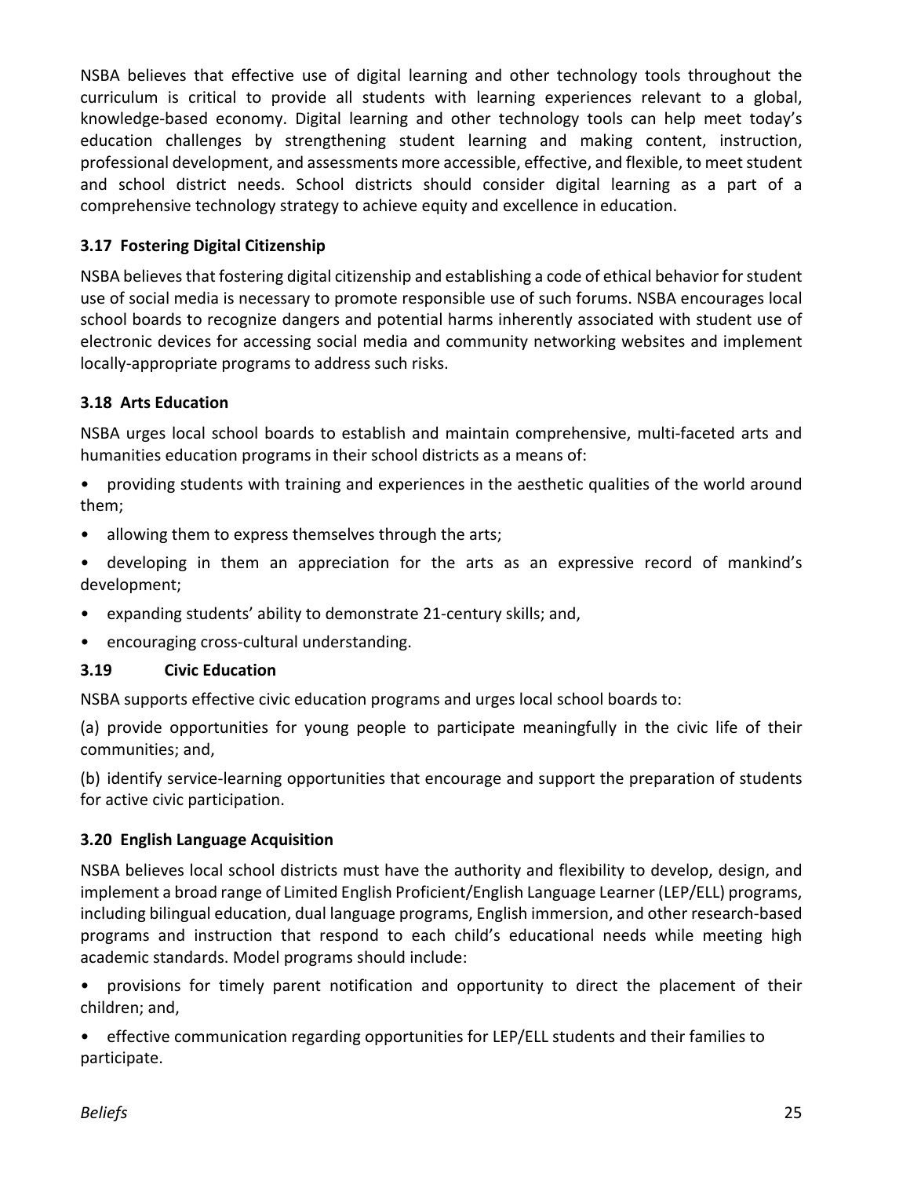NSBA believes that effective use of digital learning and other technology tools throughout the curriculum is critical to provide all students with learning experiences relevant to a global, knowledge-based economy. Digital learning and other technology tools can help meet today's education challenges by strengthening student learning and making content, instruction, professional development, and assessments more accessible, effective, and flexible, to meet student and school district needs. School districts should consider digital learning as a part of a comprehensive technology strategy to achieve equity and excellence in education.

### 3.17 Fostering Digital Citizenship

NSBA believes that fostering digital citizenship and establishing a code of ethical behavior for student use of social media is necessary to promote responsible use of such forums. NSBA encourages local school boards to recognize dangers and potential harms inherently associated with student use of electronic devices for accessing social media and community networking websites and implement locally-appropriate programs to address such risks.

### 3.18 Arts Education

NSBA urges local school boards to establish and maintain comprehensive, multi-faceted arts and humanities education programs in their school districts as a means of:

- providing students with training and experiences in the aesthetic qualities of the world around them;
- allowing them to express themselves through the arts;
- developing in them an appreciation for the arts as an expressive record of mankind's development;
- expanding students' ability to demonstrate 21-century skills; and,
- encouraging cross-cultural understanding.

### 3.19 Civic Education

NSBA supports effective civic education programs and urges local school boards to:

(a) provide opportunities for young people to participate meaningfully in the civic life of their communities; and,

(b) identify service-learning opportunities that encourage and support the preparation of students for active civic participation.

### 3.20 English Language Acquisition

NSBA believes local school districts must have the authority and flexibility to develop, design, and implement a broad range of Limited English Proficient/English Language Learner (LEP/ELL) programs, including bilingual education, dual language programs, English immersion, and other research-based programs and instruction that respond to each child's educational needs while meeting high academic standards. Model programs should include:

- provisions for timely parent notification and opportunity to direct the placement of their children; and,
- effective communication regarding opportunities for LEP/ELL students and their families to participate.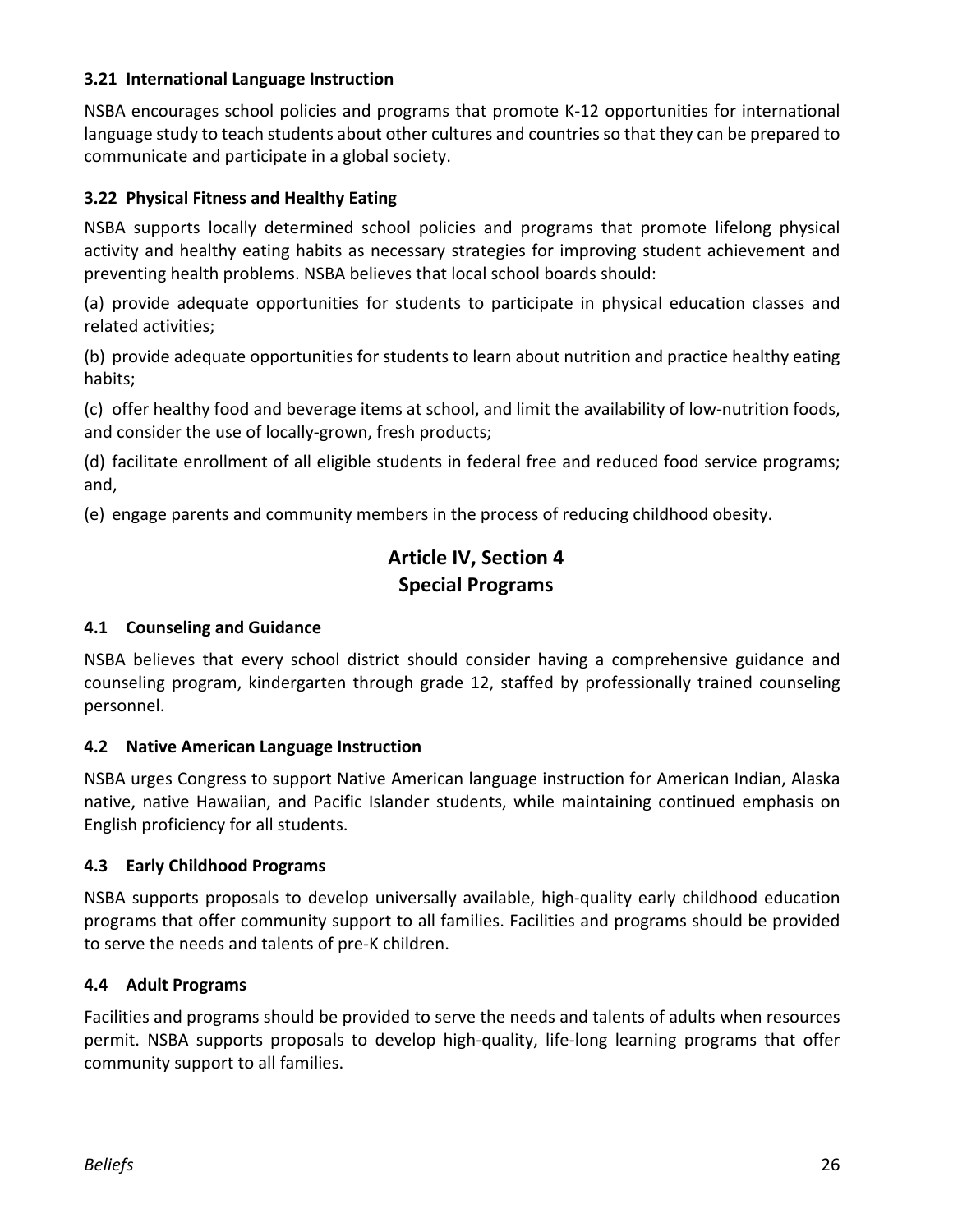### 3.21 International Language Instruction

NSBA encourages school policies and programs that promote K-12 opportunities for international language study to teach students about other cultures and countries so that they can be prepared to communicate and participate in a global society.

### 3.22 Physical Fitness and Healthy Eating

NSBA supports locally determined school policies and programs that promote lifelong physical activity and healthy eating habits as necessary strategies for improving student achievement and preventing health problems. NSBA believes that local school boards should:

(a) provide adequate opportunities for students to participate in physical education classes and related activities;

(b) provide adequate opportunities for students to learn about nutrition and practice healthy eating habits;

(c) offer healthy food and beverage items at school, and limit the availability of low-nutrition foods, and consider the use of locally-grown, fresh products;

(d) facilitate enrollment of all eligible students in federal free and reduced food service programs; and,

(e) engage parents and community members in the process of reducing childhood obesity.

## Article IV, Section 4
## Special Programs

### 4.1 Counseling and Guidance

NSBA believes that every school district should consider having a comprehensive guidance and counseling program, kindergarten through grade 12, staffed by professionally trained counseling personnel.

### 4.2 Native American Language Instruction

NSBA urges Congress to support Native American language instruction for American Indian, Alaska native, native Hawaiian, and Pacific Islander students, while maintaining continued emphasis on English proficiency for all students.

### 4.3 Early Childhood Programs

NSBA supports proposals to develop universally available, high-quality early childhood education programs that offer community support to all families. Facilities and programs should be provided to serve the needs and talents of pre-K children.

### 4.4 Adult Programs

Facilities and programs should be provided to serve the needs and talents of adults when resources permit. NSBA supports proposals to develop high-quality, life-long learning programs that offer community support to all families.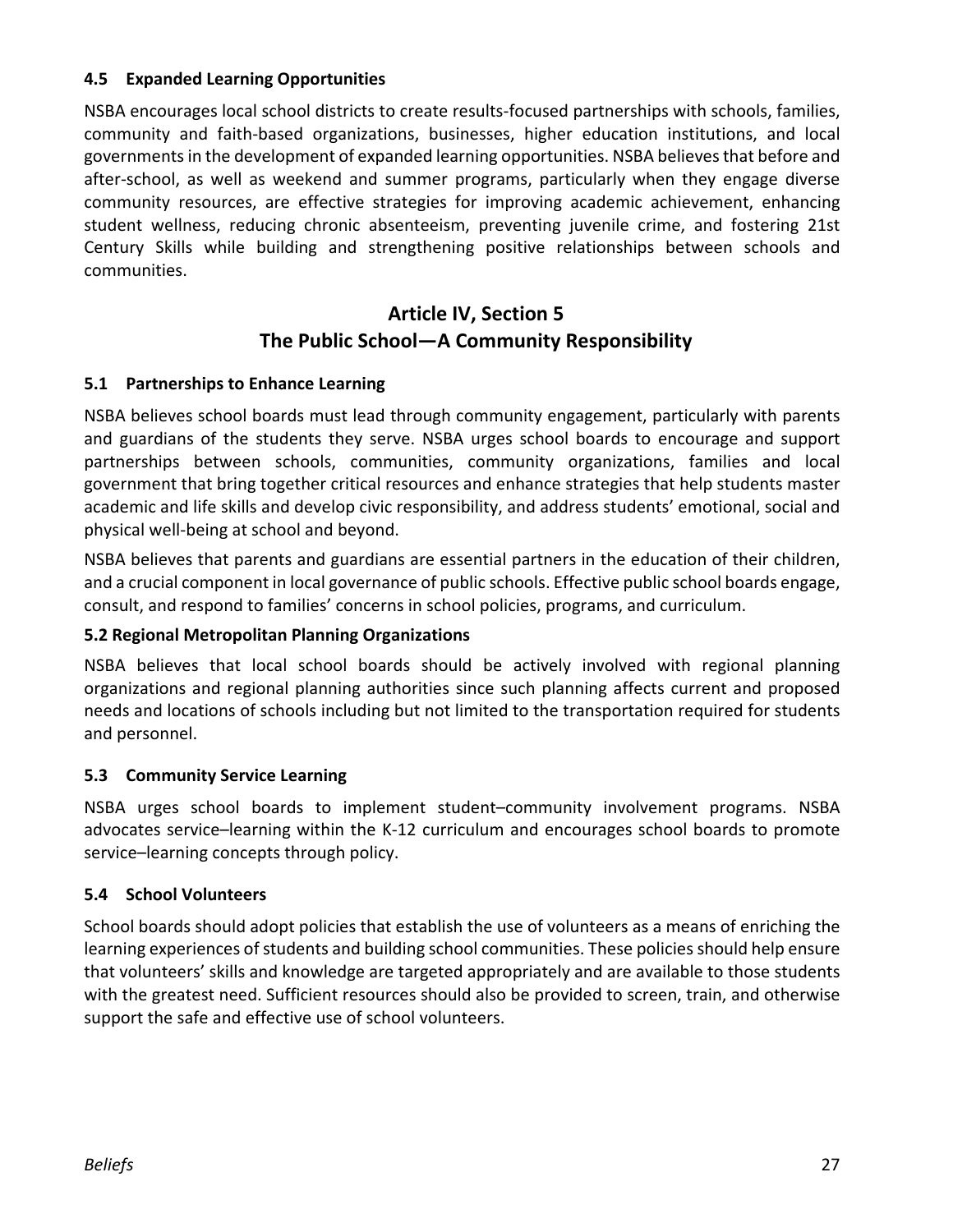### 4.5 Expanded Learning Opportunities

NSBA encourages local school districts to create results-focused partnerships with schools, families, community and faith-based organizations, businesses, higher education institutions, and local governments in the development of expanded learning opportunities. NSBA believes that before and after-school, as well as weekend and summer programs, particularly when they engage diverse community resources, are effective strategies for improving academic achievement, enhancing student wellness, reducing chronic absenteeism, preventing juvenile crime, and fostering 21st Century Skills while building and strengthening positive relationships between schools and communities.

## Article IV, Section 5
## The Public School—A Community Responsibility

### 5.1 Partnerships to Enhance Learning

NSBA believes school boards must lead through community engagement, particularly with parents and guardians of the students they serve. NSBA urges school boards to encourage and support partnerships between schools, communities, community organizations, families and local government that bring together critical resources and enhance strategies that help students master academic and life skills and develop civic responsibility, and address students' emotional, social and physical well-being at school and beyond.

NSBA believes that parents and guardians are essential partners in the education of their children, and a crucial component in local governance of public schools. Effective public school boards engage, consult, and respond to families' concerns in school policies, programs, and curriculum.

### 5.2 Regional Metropolitan Planning Organizations

NSBA believes that local school boards should be actively involved with regional planning organizations and regional planning authorities since such planning affects current and proposed needs and locations of schools including but not limited to the transportation required for students and personnel.

### 5.3 Community Service Learning

NSBA urges school boards to implement student–community involvement programs. NSBA advocates service–learning within the K-12 curriculum and encourages school boards to promote service–learning concepts through policy.

### 5.4 School Volunteers

School boards should adopt policies that establish the use of volunteers as a means of enriching the learning experiences of students and building school communities. These policies should help ensure that volunteers' skills and knowledge are targeted appropriately and are available to those students with the greatest need. Sufficient resources should also be provided to screen, train, and otherwise support the safe and effective use of school volunteers.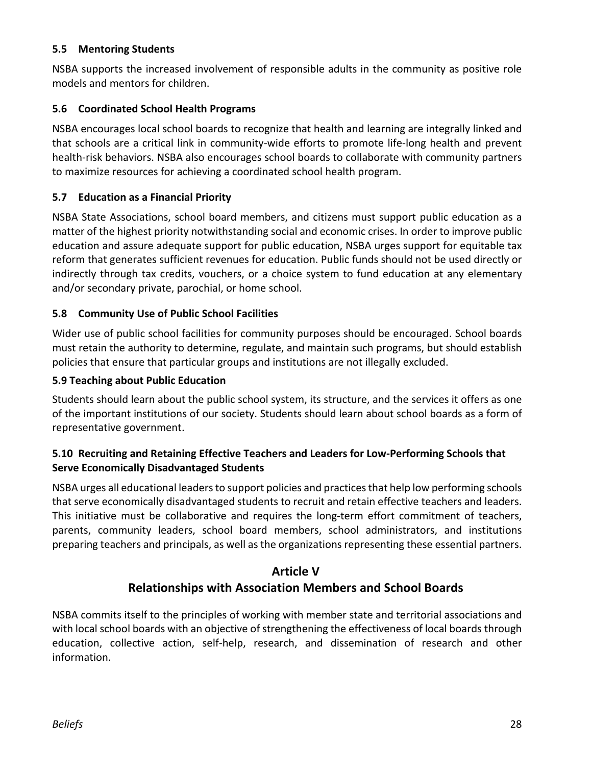### 5.5 Mentoring Students

NSBA supports the increased involvement of responsible adults in the community as positive role models and mentors for children.

### 5.6 Coordinated School Health Programs

NSBA encourages local school boards to recognize that health and learning are integrally linked and that schools are a critical link in community-wide efforts to promote life-long health and prevent health-risk behaviors. NSBA also encourages school boards to collaborate with community partners to maximize resources for achieving a coordinated school health program.

### 5.7 Education as a Financial Priority

NSBA State Associations, school board members, and citizens must support public education as a matter of the highest priority notwithstanding social and economic crises. In order to improve public education and assure adequate support for public education, NSBA urges support for equitable tax reform that generates sufficient revenues for education. Public funds should not be used directly or indirectly through tax credits, vouchers, or a choice system to fund education at any elementary and/or secondary private, parochial, or home school.

### 5.8 Community Use of Public School Facilities

Wider use of public school facilities for community purposes should be encouraged. School boards must retain the authority to determine, regulate, and maintain such programs, but should establish policies that ensure that particular groups and institutions are not illegally excluded.

### 5.9 Teaching about Public Education

Students should learn about the public school system, its structure, and the services it offers as one of the important institutions of our society. Students should learn about school boards as a form of representative government.

### 5.10 Recruiting and Retaining Effective Teachers and Leaders for Low-Performing Schools that Serve Economically Disadvantaged Students

NSBA urges all educational leaders to support policies and practices that help low performing schools that serve economically disadvantaged students to recruit and retain effective teachers and leaders. This initiative must be collaborative and requires the long-term effort commitment of teachers, parents, community leaders, school board members, school administrators, and institutions preparing teachers and principals, as well as the organizations representing these essential partners.

## Article V
## Relationships with Association Members and School Boards

NSBA commits itself to the principles of working with member state and territorial associations and with local school boards with an objective of strengthening the effectiveness of local boards through education, collective action, self-help, research, and dissemination of research and other information.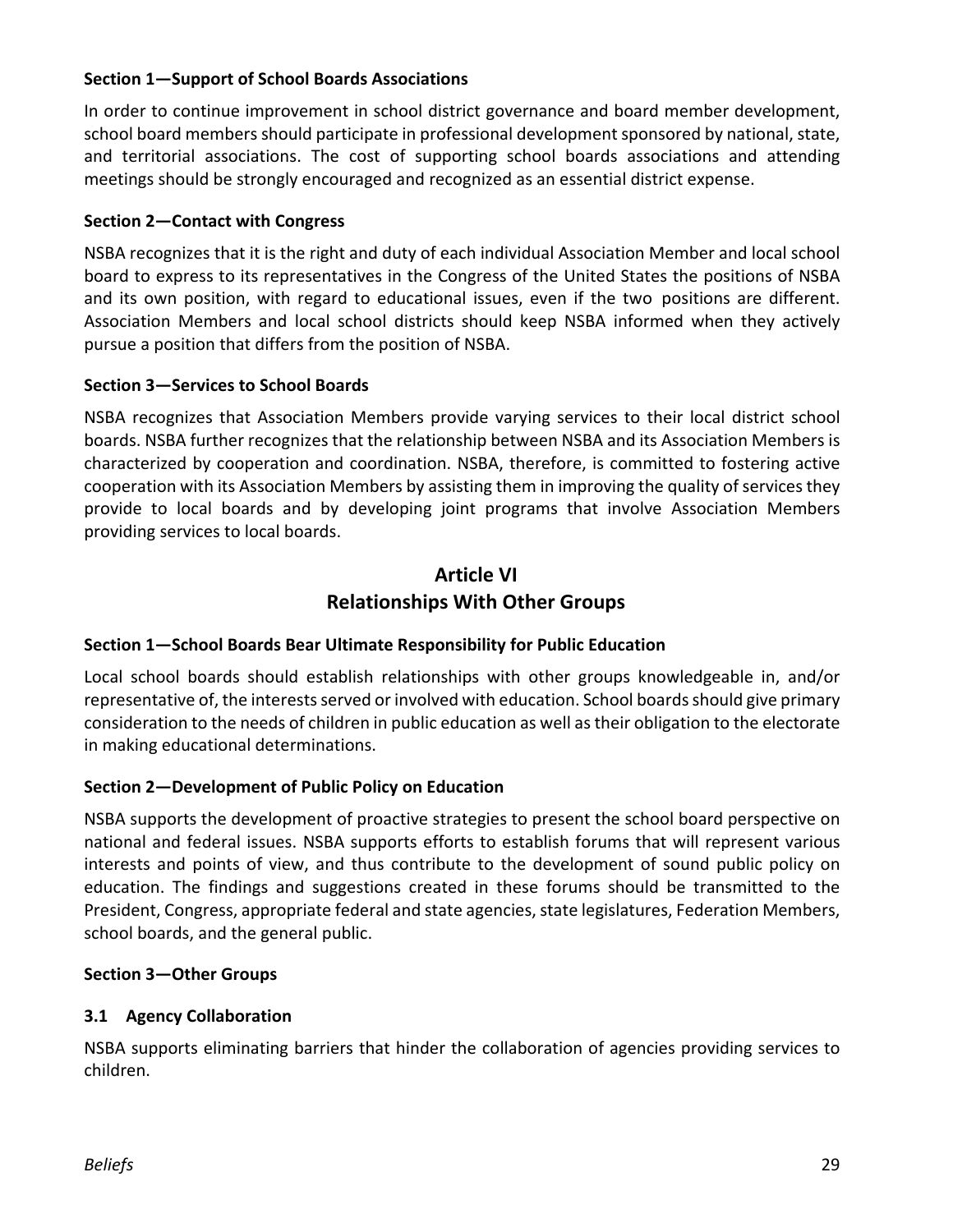**Section 1—Support of School Boards Associations**

In order to continue improvement in school district governance and board member development, school board members should participate in professional development sponsored by national, state, and territorial associations. The cost of supporting school boards associations and attending meetings should be strongly encouraged and recognized as an essential district expense.

**Section 2—Contact with Congress**

NSBA recognizes that it is the right and duty of each individual Association Member and local school board to express to its representatives in the Congress of the United States the positions of NSBA and its own position, with regard to educational issues, even if the two positions are different. Association Members and local school districts should keep NSBA informed when they actively pursue a position that differs from the position of NSBA.

**Section 3—Services to School Boards**

NSBA recognizes that Association Members provide varying services to their local district school boards. NSBA further recognizes that the relationship between NSBA and its Association Members is characterized by cooperation and coordination. NSBA, therefore, is committed to fostering active cooperation with its Association Members by assisting them in improving the quality of services they provide to local boards and by developing joint programs that involve Association Members providing services to local boards.

## Article VI
## Relationships With Other Groups

**Section 1—School Boards Bear Ultimate Responsibility for Public Education**

Local school boards should establish relationships with other groups knowledgeable in, and/or representative of, the interests served or involved with education. School boards should give primary consideration to the needs of children in public education as well as their obligation to the electorate in making educational determinations.

**Section 2—Development of Public Policy on Education**

NSBA supports the development of proactive strategies to present the school board perspective on national and federal issues. NSBA supports efforts to establish forums that will represent various interests and points of view, and thus contribute to the development of sound public policy on education. The findings and suggestions created in these forums should be transmitted to the President, Congress, appropriate federal and state agencies, state legislatures, Federation Members, school boards, and the general public.

**Section 3—Other Groups**

**3.1 Agency Collaboration**

NSBA supports eliminating barriers that hinder the collaboration of agencies providing services to children.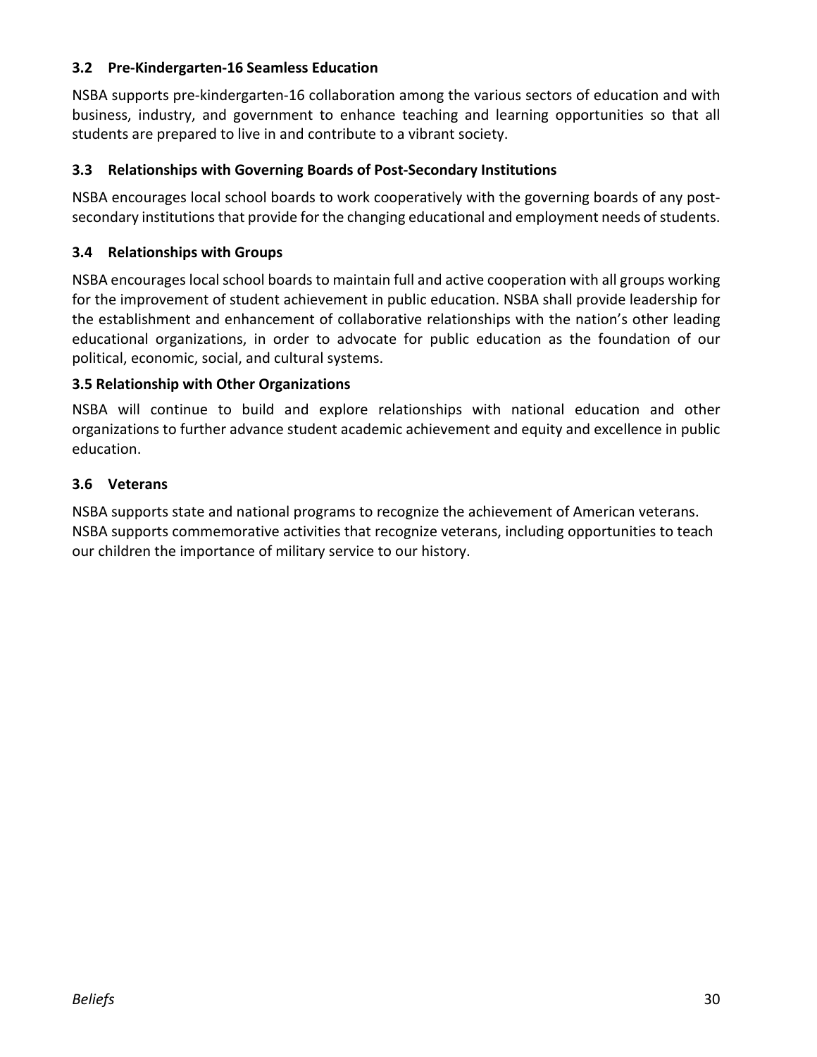### 3.2 Pre-Kindergarten-16 Seamless Education

NSBA supports pre-kindergarten-16 collaboration among the various sectors of education and with business, industry, and government to enhance teaching and learning opportunities so that all students are prepared to live in and contribute to a vibrant society.

### 3.3 Relationships with Governing Boards of Post-Secondary Institutions

NSBA encourages local school boards to work cooperatively with the governing boards of any post-secondary institutions that provide for the changing educational and employment needs of students.

### 3.4 Relationships with Groups

NSBA encourages local school boards to maintain full and active cooperation with all groups working for the improvement of student achievement in public education. NSBA shall provide leadership for the establishment and enhancement of collaborative relationships with the nation's other leading educational organizations, in order to advocate for public education as the foundation of our political, economic, social, and cultural systems.

### 3.5 Relationship with Other Organizations

NSBA will continue to build and explore relationships with national education and other organizations to further advance student academic achievement and equity and excellence in public education.

### 3.6 Veterans

NSBA supports state and national programs to recognize the achievement of American veterans. NSBA supports commemorative activities that recognize veterans, including opportunities to teach our children the importance of military service to our history.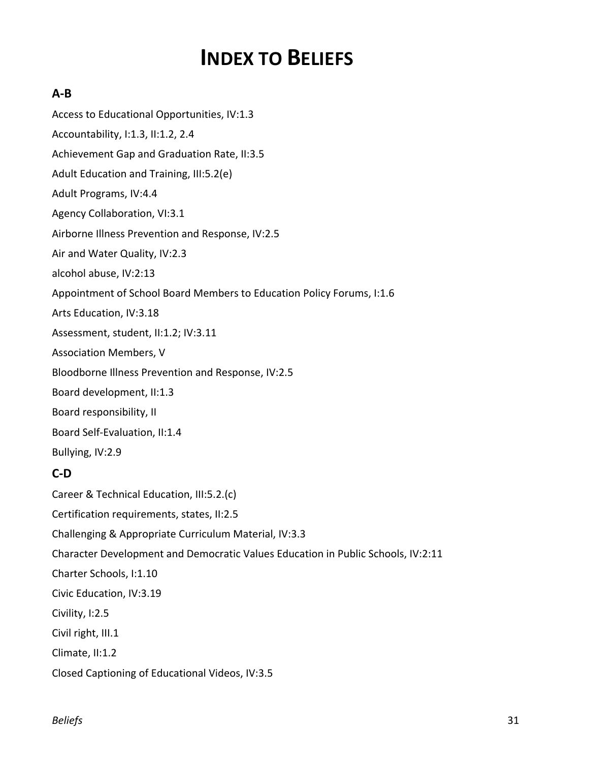# INDEX TO BELIEFS

## A-B

Access to Educational Opportunities, IV:1.3

Accountability, I:1.3, II:1.2, 2.4

Achievement Gap and Graduation Rate, II:3.5

Adult Education and Training, III:5.2(e)

Adult Programs, IV:4.4

Agency Collaboration, VI:3.1

Airborne Illness Prevention and Response, IV:2.5

Air and Water Quality, IV:2.3

alcohol abuse, IV:2:13

Appointment of School Board Members to Education Policy Forums, I:1.6

Arts Education, IV:3.18

Assessment, student, II:1.2; IV:3.11

Association Members, V

Bloodborne Illness Prevention and Response, IV:2.5

Board development, II:1.3

Board responsibility, II

Board Self-Evaluation, II:1.4

Bullying, IV:2.9

## C-D

Career & Technical Education, III:5.2.(c)

Certification requirements, states, II:2.5

Challenging & Appropriate Curriculum Material, IV:3.3

Character Development and Democratic Values Education in Public Schools, IV:2:11

Charter Schools, I:1.10

Civic Education, IV:3.19

Civility, I:2.5

Civil right, III.1

Climate, II:1.2

Closed Captioning of Educational Videos, IV:3.5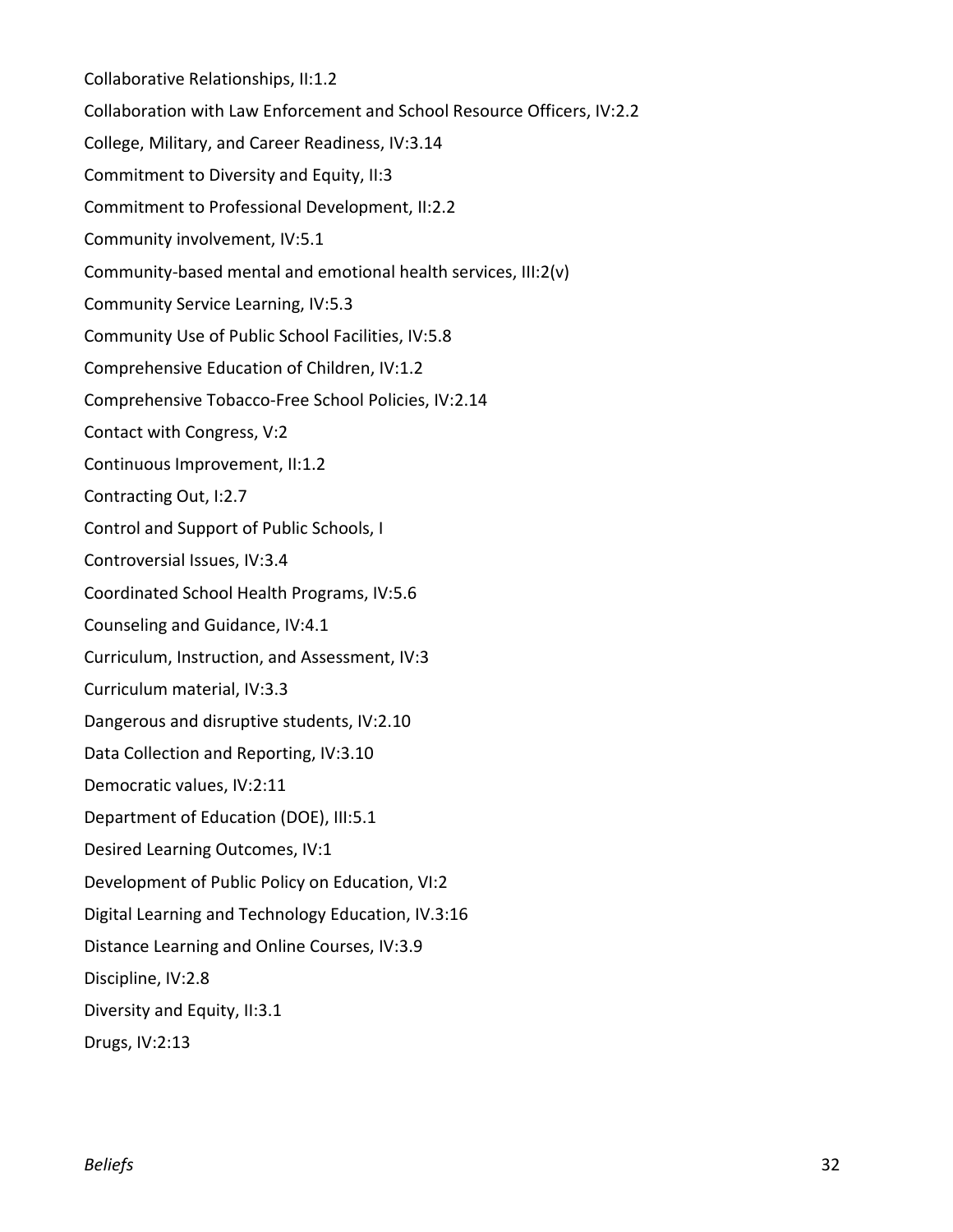Collaborative Relationships, II:1.2

Collaboration with Law Enforcement and School Resource Officers, IV:2.2

College, Military, and Career Readiness, IV:3.14

Commitment to Diversity and Equity, II:3

Commitment to Professional Development, II:2.2

Community involvement, IV:5.1

Community-based mental and emotional health services, III:2(v)

Community Service Learning, IV:5.3

Community Use of Public School Facilities, IV:5.8

Comprehensive Education of Children, IV:1.2

Comprehensive Tobacco-Free School Policies, IV:2.14

Contact with Congress, V:2

Continuous Improvement, II:1.2

Contracting Out, I:2.7

Control and Support of Public Schools, I

Controversial Issues, IV:3.4

Coordinated School Health Programs, IV:5.6

Counseling and Guidance, IV:4.1

Curriculum, Instruction, and Assessment, IV:3

Curriculum material, IV:3.3

Dangerous and disruptive students, IV:2.10

Data Collection and Reporting, IV:3.10

Democratic values, IV:2:11

Department of Education (DOE), III:5.1

Desired Learning Outcomes, IV:1

Development of Public Policy on Education, VI:2

Digital Learning and Technology Education, IV.3:16

Distance Learning and Online Courses, IV:3.9

Discipline, IV:2.8

Diversity and Equity, II:3.1

Drugs, IV:2:13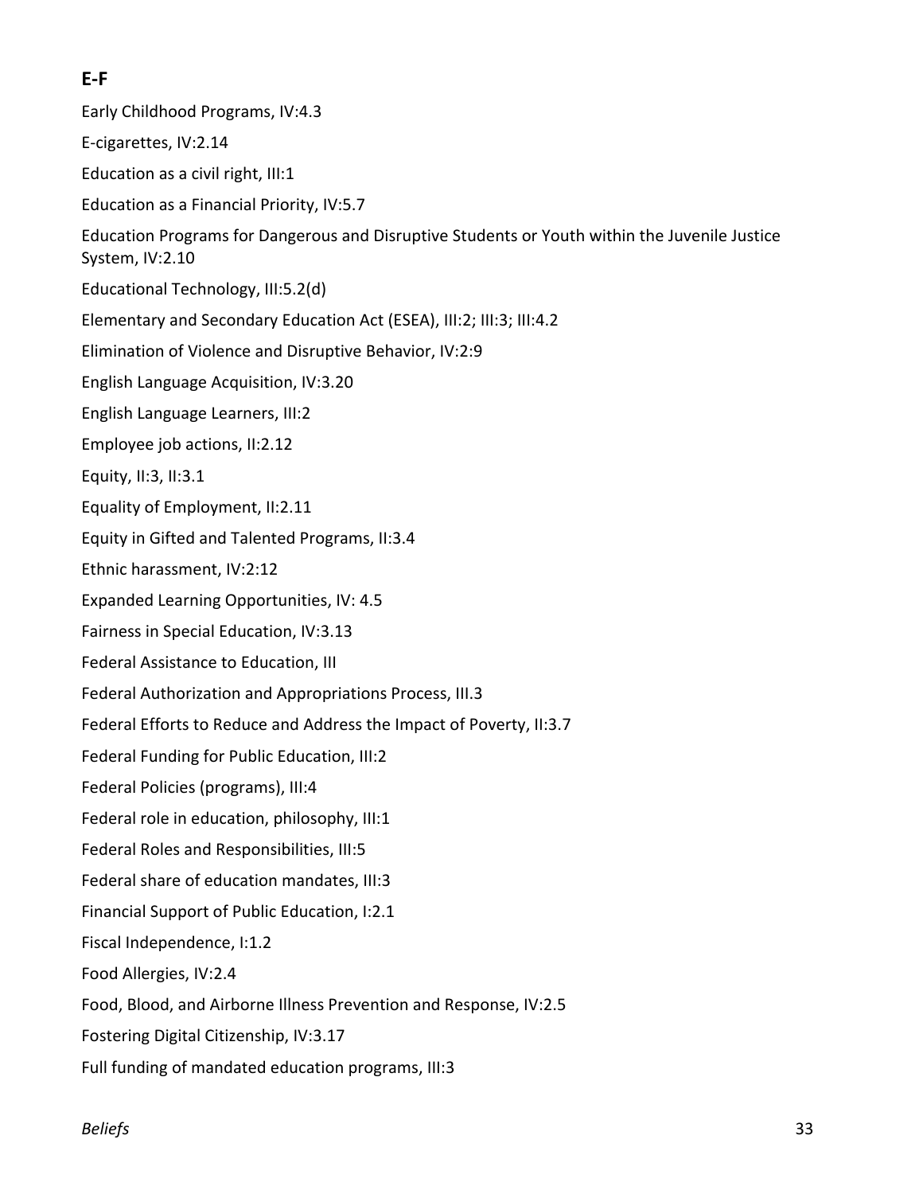## E-F

Early Childhood Programs, IV:4.3

E-cigarettes, IV:2.14

Education as a civil right, III:1

Education as a Financial Priority, IV:5.7

Education Programs for Dangerous and Disruptive Students or Youth within the Juvenile Justice System, IV:2.10

Educational Technology, III:5.2(d)

Elementary and Secondary Education Act (ESEA), III:2; III:3; III:4.2

Elimination of Violence and Disruptive Behavior, IV:2:9

English Language Acquisition, IV:3.20

English Language Learners, III:2

Employee job actions, II:2.12

Equity, II:3, II:3.1

Equality of Employment, II:2.11

Equity in Gifted and Talented Programs, II:3.4

Ethnic harassment, IV:2:12

Expanded Learning Opportunities, IV: 4.5

Fairness in Special Education, IV:3.13

Federal Assistance to Education, III

Federal Authorization and Appropriations Process, III.3

Federal Efforts to Reduce and Address the Impact of Poverty, II:3.7

Federal Funding for Public Education, III:2

Federal Policies (programs), III:4

Federal role in education, philosophy, III:1

Federal Roles and Responsibilities, III:5

Federal share of education mandates, III:3

Financial Support of Public Education, I:2.1

Fiscal Independence, I:1.2

Food Allergies, IV:2.4

Food, Blood, and Airborne Illness Prevention and Response, IV:2.5

Fostering Digital Citizenship, IV:3.17

Full funding of mandated education programs, III:3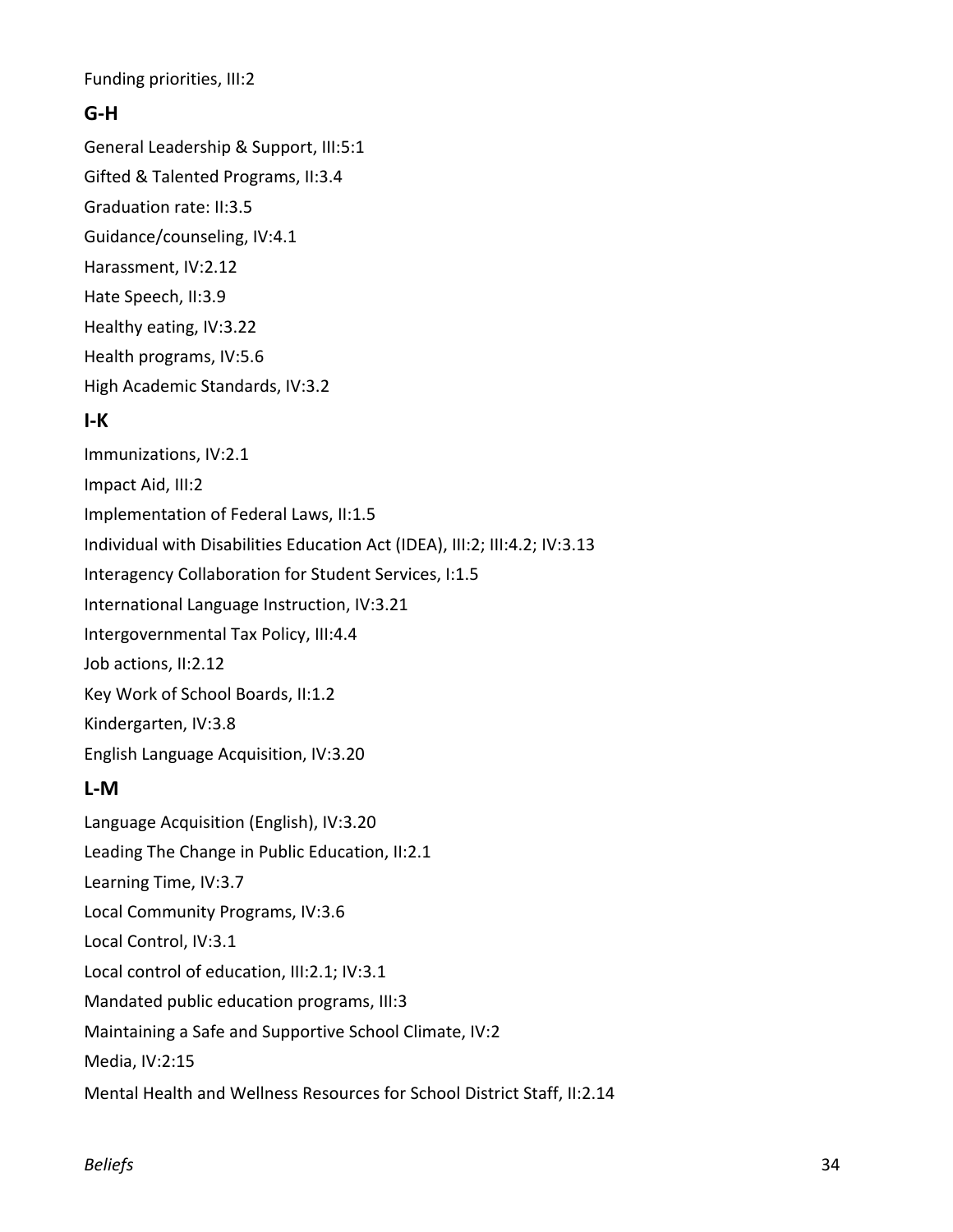Funding priorities, III:2

## G-H

General Leadership & Support, III:5:1

Gifted & Talented Programs, II:3.4

Graduation rate: II:3.5

Guidance/counseling, IV:4.1

Harassment, IV:2.12

Hate Speech, II:3.9

Healthy eating, IV:3.22

Health programs, IV:5.6

High Academic Standards, IV:3.2

## I-K

Immunizations, IV:2.1

Impact Aid, III:2

Implementation of Federal Laws, II:1.5

Individual with Disabilities Education Act (IDEA), III:2; III:4.2; IV:3.13

Interagency Collaboration for Student Services, I:1.5

International Language Instruction, IV:3.21

Intergovernmental Tax Policy, III:4.4

Job actions, II:2.12

Key Work of School Boards, II:1.2

Kindergarten, IV:3.8

English Language Acquisition, IV:3.20

## L-M

Language Acquisition (English), IV:3.20

Leading The Change in Public Education, II:2.1

Learning Time, IV:3.7

Local Community Programs, IV:3.6

Local Control, IV:3.1

Local control of education, III:2.1; IV:3.1

Mandated public education programs, III:3

Maintaining a Safe and Supportive School Climate, IV:2

Media, IV:2:15

Mental Health and Wellness Resources for School District Staff, II:2.14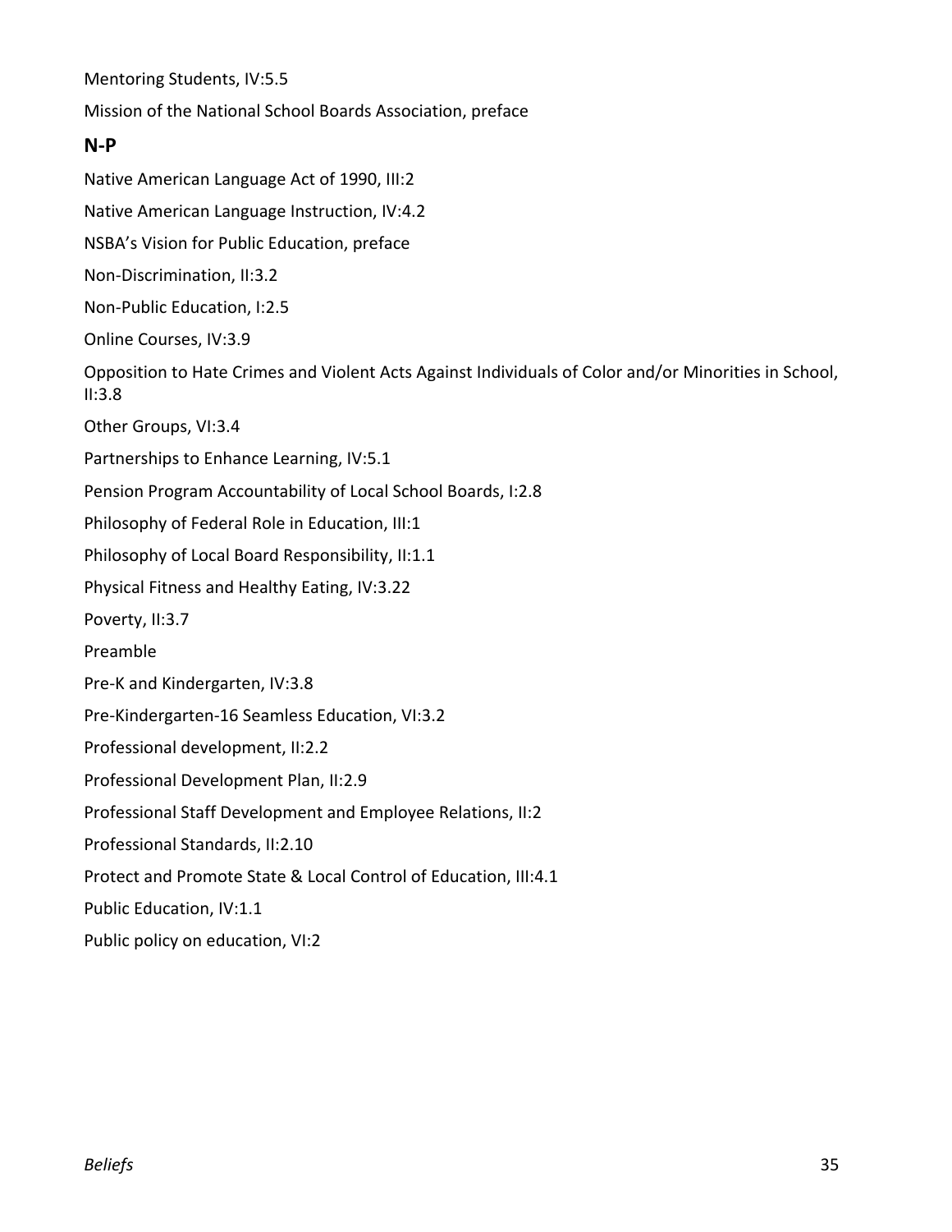Mentoring Students, IV:5.5

Mission of the National School Boards Association, preface

## N-P

Native American Language Act of 1990, III:2

Native American Language Instruction, IV:4.2

NSBA's Vision for Public Education, preface

Non-Discrimination, II:3.2

Non-Public Education, I:2.5

Online Courses, IV:3.9

Opposition to Hate Crimes and Violent Acts Against Individuals of Color and/or Minorities in School, II:3.8

Other Groups, VI:3.4

Partnerships to Enhance Learning, IV:5.1

Pension Program Accountability of Local School Boards, I:2.8

Philosophy of Federal Role in Education, III:1

Philosophy of Local Board Responsibility, II:1.1

Physical Fitness and Healthy Eating, IV:3.22

Poverty, II:3.7

Preamble

Pre-K and Kindergarten, IV:3.8

Pre-Kindergarten-16 Seamless Education, VI:3.2

Professional development, II:2.2

Professional Development Plan, II:2.9

Professional Staff Development and Employee Relations, II:2

Professional Standards, II:2.10

Protect and Promote State & Local Control of Education, III:4.1

Public Education, IV:1.1

Public policy on education, VI:2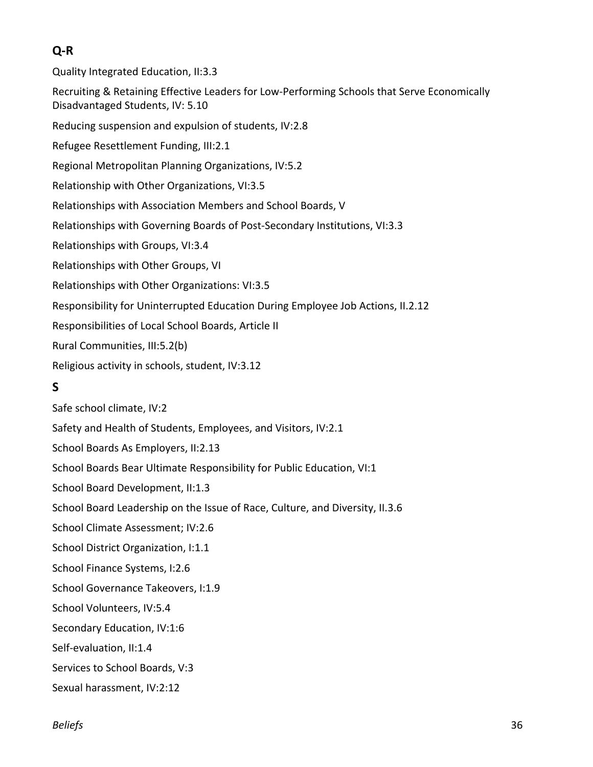## Q-R

Quality Integrated Education, II:3.3

Recruiting & Retaining Effective Leaders for Low-Performing Schools that Serve Economically Disadvantaged Students, IV: 5.10

Reducing suspension and expulsion of students, IV:2.8

Refugee Resettlement Funding, III:2.1

Regional Metropolitan Planning Organizations, IV:5.2

Relationship with Other Organizations, VI:3.5

Relationships with Association Members and School Boards, V

Relationships with Governing Boards of Post-Secondary Institutions, VI:3.3

Relationships with Groups, VI:3.4

Relationships with Other Groups, VI

Relationships with Other Organizations: VI:3.5

Responsibility for Uninterrupted Education During Employee Job Actions, II.2.12

Responsibilities of Local School Boards, Article II

Rural Communities, III:5.2(b)

Religious activity in schools, student, IV:3.12

## S

Safe school climate, IV:2

Safety and Health of Students, Employees, and Visitors, IV:2.1

School Boards As Employers, II:2.13

School Boards Bear Ultimate Responsibility for Public Education, VI:1

School Board Development, II:1.3

School Board Leadership on the Issue of Race, Culture, and Diversity, II.3.6

School Climate Assessment; IV:2.6

School District Organization, I:1.1

School Finance Systems, I:2.6

School Governance Takeovers, I:1.9

School Volunteers, IV:5.4

Secondary Education, IV:1:6

Self-evaluation, II:1.4

Services to School Boards, V:3

Sexual harassment, IV:2:12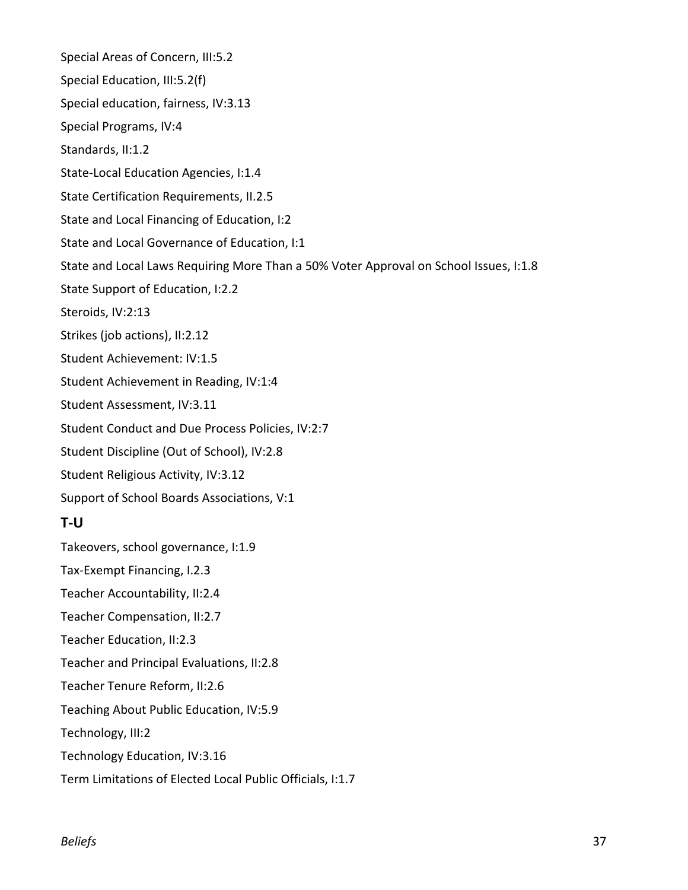Special Areas of Concern, III:5.2

Special Education, III:5.2(f)

Special education, fairness, IV:3.13

Special Programs, IV:4

Standards, II:1.2

State-Local Education Agencies, I:1.4

State Certification Requirements, II.2.5

State and Local Financing of Education, I:2

State and Local Governance of Education, I:1

State and Local Laws Requiring More Than a 50% Voter Approval on School Issues, I:1.8

State Support of Education, I:2.2

Steroids, IV:2:13

Strikes (job actions), II:2.12

Student Achievement: IV:1.5

Student Achievement in Reading, IV:1:4

Student Assessment, IV:3.11

Student Conduct and Due Process Policies, IV:2:7

Student Discipline (Out of School), IV:2.8

Student Religious Activity, IV:3.12

Support of School Boards Associations, V:1

## T-U

Takeovers, school governance, I:1.9

Tax-Exempt Financing, I.2.3

Teacher Accountability, II:2.4

Teacher Compensation, II:2.7

Teacher Education, II:2.3

Teacher and Principal Evaluations, II:2.8

Teacher Tenure Reform, II:2.6

Teaching About Public Education, IV:5.9

Technology, III:2

Technology Education, IV:3.16

Term Limitations of Elected Local Public Officials, I:1.7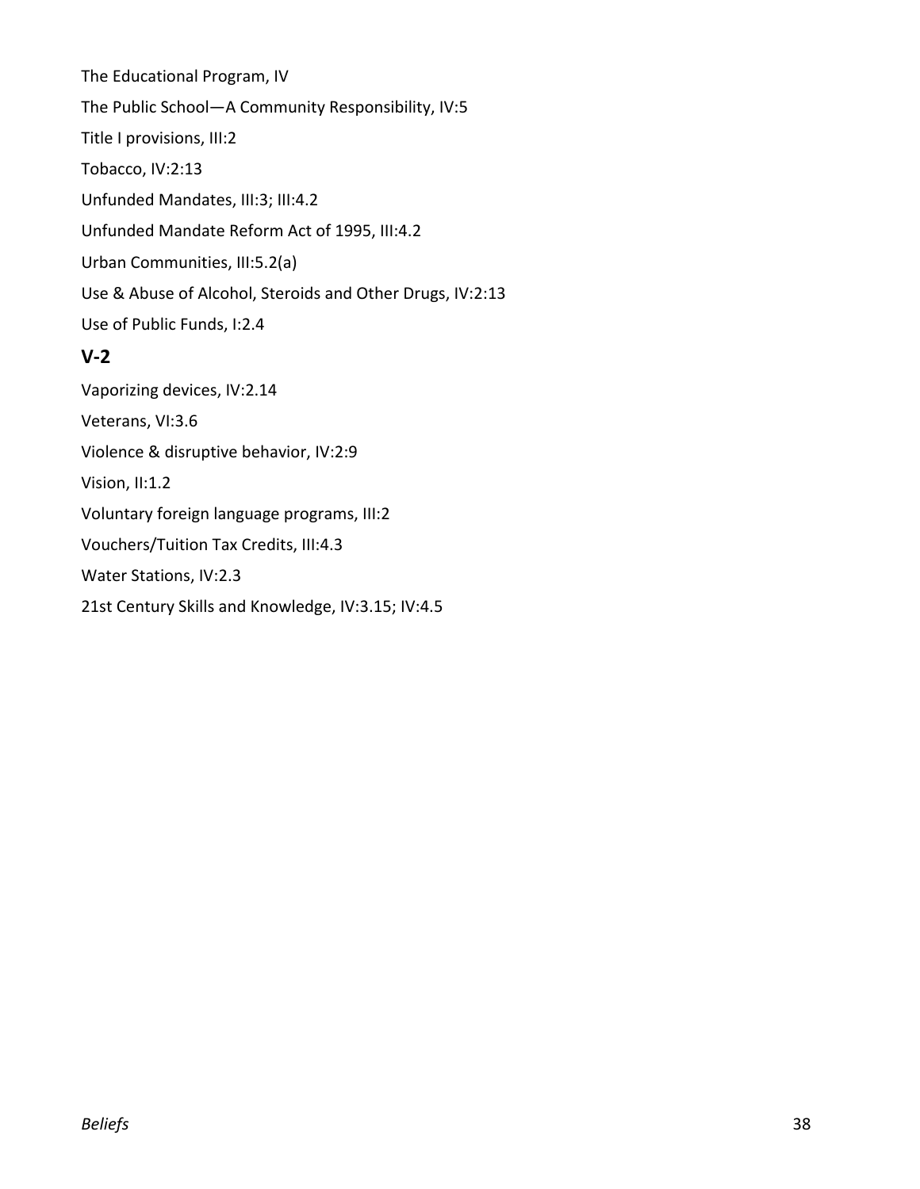The Educational Program, IV

The Public School—A Community Responsibility, IV:5

Title I provisions, III:2

Tobacco, IV:2:13

Unfunded Mandates, III:3; III:4.2

Unfunded Mandate Reform Act of 1995, III:4.2

Urban Communities, III:5.2(a)

Use & Abuse of Alcohol, Steroids and Other Drugs, IV:2:13

Use of Public Funds, I:2.4

## V-2

Vaporizing devices, IV:2.14

Veterans, VI:3.6

Violence & disruptive behavior, IV:2:9

Vision, II:1.2

Voluntary foreign language programs, III:2

Vouchers/Tuition Tax Credits, III:4.3

Water Stations, IV:2.3

21st Century Skills and Knowledge, IV:3.15; IV:4.5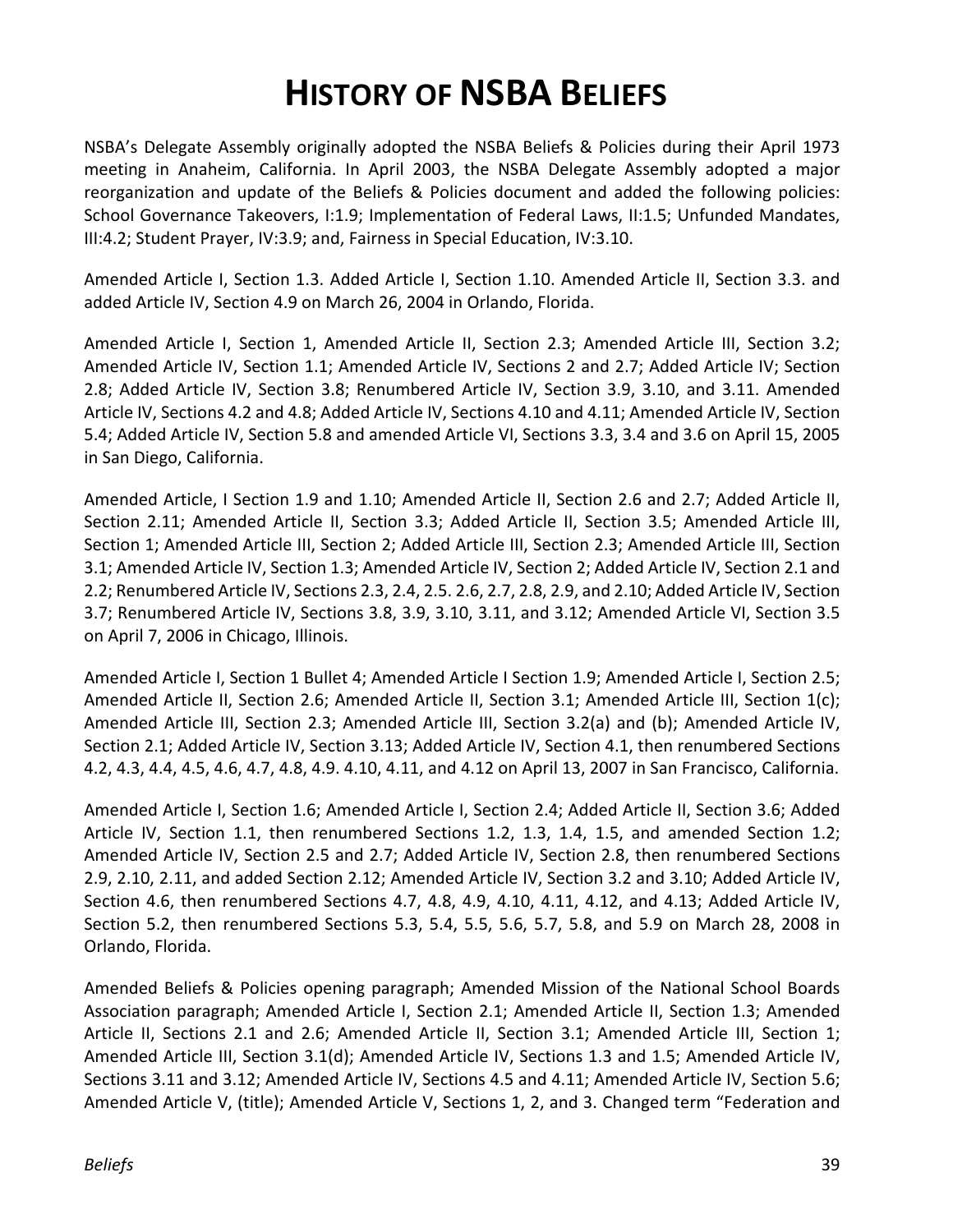# HISTORY OF NSBA BELIEFS

NSBA's Delegate Assembly originally adopted the NSBA Beliefs & Policies during their April 1973 meeting in Anaheim, California. In April 2003, the NSBA Delegate Assembly adopted a major reorganization and update of the Beliefs & Policies document and added the following policies: School Governance Takeovers, I:1.9; Implementation of Federal Laws, II:1.5; Unfunded Mandates, III:4.2; Student Prayer, IV:3.9; and, Fairness in Special Education, IV:3.10.

Amended Article I, Section 1.3. Added Article I, Section 1.10. Amended Article II, Section 3.3. and added Article IV, Section 4.9 on March 26, 2004 in Orlando, Florida.

Amended Article I, Section 1, Amended Article II, Section 2.3; Amended Article III, Section 3.2; Amended Article IV, Section 1.1; Amended Article IV, Sections 2 and 2.7; Added Article IV; Section 2.8; Added Article IV, Section 3.8; Renumbered Article IV, Section 3.9, 3.10, and 3.11. Amended Article IV, Sections 4.2 and 4.8; Added Article IV, Sections 4.10 and 4.11; Amended Article IV, Section 5.4; Added Article IV, Section 5.8 and amended Article VI, Sections 3.3, 3.4 and 3.6 on April 15, 2005 in San Diego, California.

Amended Article, I Section 1.9 and 1.10; Amended Article II, Section 2.6 and 2.7; Added Article II, Section 2.11; Amended Article II, Section 3.3; Added Article II, Section 3.5; Amended Article III, Section 1; Amended Article III, Section 2; Added Article III, Section 2.3; Amended Article III, Section 3.1; Amended Article IV, Section 1.3; Amended Article IV, Section 2; Added Article IV, Section 2.1 and 2.2; Renumbered Article IV, Sections 2.3, 2.4, 2.5. 2.6, 2.7, 2.8, 2.9, and 2.10; Added Article IV, Section 3.7; Renumbered Article IV, Sections 3.8, 3.9, 3.10, 3.11, and 3.12; Amended Article VI, Section 3.5 on April 7, 2006 in Chicago, Illinois.

Amended Article I, Section 1 Bullet 4; Amended Article I Section 1.9; Amended Article I, Section 2.5; Amended Article II, Section 2.6; Amended Article II, Section 3.1; Amended Article III, Section 1(c); Amended Article III, Section 2.3; Amended Article III, Section 3.2(a) and (b); Amended Article IV, Section 2.1; Added Article IV, Section 3.13; Added Article IV, Section 4.1, then renumbered Sections 4.2, 4.3, 4.4, 4.5, 4.6, 4.7, 4.8, 4.9. 4.10, 4.11, and 4.12 on April 13, 2007 in San Francisco, California.

Amended Article I, Section 1.6; Amended Article I, Section 2.4; Added Article II, Section 3.6; Added Article IV, Section 1.1, then renumbered Sections 1.2, 1.3, 1.4, 1.5, and amended Section 1.2; Amended Article IV, Section 2.5 and 2.7; Added Article IV, Section 2.8, then renumbered Sections 2.9, 2.10, 2.11, and added Section 2.12; Amended Article IV, Section 3.2 and 3.10; Added Article IV, Section 4.6, then renumbered Sections 4.7, 4.8, 4.9, 4.10, 4.11, 4.12, and 4.13; Added Article IV, Section 5.2, then renumbered Sections 5.3, 5.4, 5.5, 5.6, 5.7, 5.8, and 5.9 on March 28, 2008 in Orlando, Florida.

Amended Beliefs & Policies opening paragraph; Amended Mission of the National School Boards Association paragraph; Amended Article I, Section 2.1; Amended Article II, Section 1.3; Amended Article II, Sections 2.1 and 2.6; Amended Article II, Section 3.1; Amended Article III, Section 1; Amended Article III, Section 3.1(d); Amended Article IV, Sections 1.3 and 1.5; Amended Article IV, Sections 3.11 and 3.12; Amended Article IV, Sections 4.5 and 4.11; Amended Article IV, Section 5.6; Amended Article V, (title); Amended Article V, Sections 1, 2, and 3. Changed term "Federation and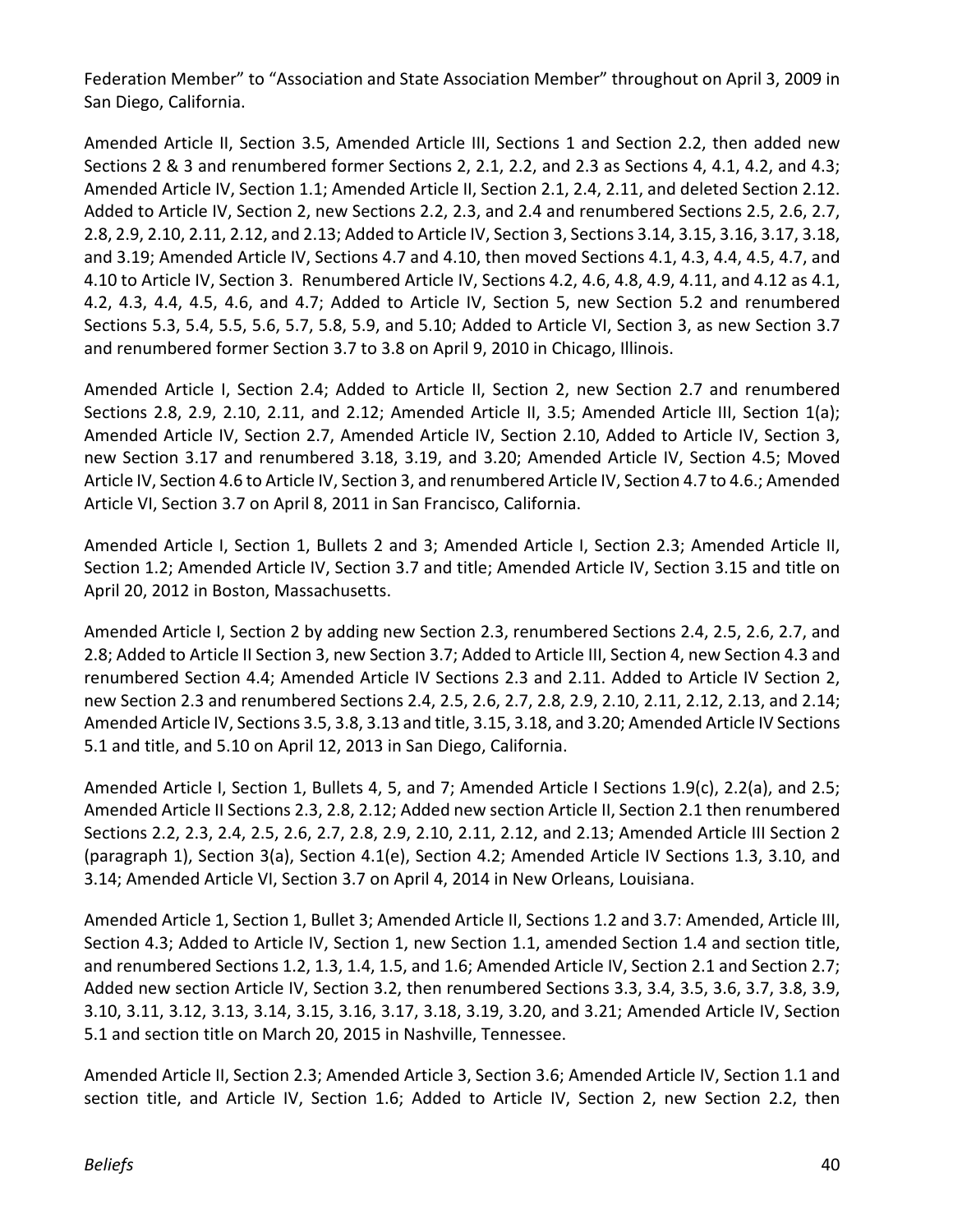Federation Member" to "Association and State Association Member" throughout on April 3, 2009 in San Diego, California.

Amended Article II, Section 3.5, Amended Article III, Sections 1 and Section 2.2, then added new Sections 2 & 3 and renumbered former Sections 2, 2.1, 2.2, and 2.3 as Sections 4, 4.1, 4.2, and 4.3; Amended Article IV, Section 1.1; Amended Article II, Section 2.1, 2.4, 2.11, and deleted Section 2.12. Added to Article IV, Section 2, new Sections 2.2, 2.3, and 2.4 and renumbered Sections 2.5, 2.6, 2.7, 2.8, 2.9, 2.10, 2.11, 2.12, and 2.13; Added to Article IV, Section 3, Sections 3.14, 3.15, 3.16, 3.17, 3.18, and 3.19; Amended Article IV, Sections 4.7 and 4.10, then moved Sections 4.1, 4.3, 4.4, 4.5, 4.7, and 4.10 to Article IV, Section 3. Renumbered Article IV, Sections 4.2, 4.6, 4.8, 4.9, 4.11, and 4.12 as 4.1, 4.2, 4.3, 4.4, 4.5, 4.6, and 4.7; Added to Article IV, Section 5, new Section 5.2 and renumbered Sections 5.3, 5.4, 5.5, 5.6, 5.7, 5.8, 5.9, and 5.10; Added to Article VI, Section 3, as new Section 3.7 and renumbered former Section 3.7 to 3.8 on April 9, 2010 in Chicago, Illinois.

Amended Article I, Section 2.4; Added to Article II, Section 2, new Section 2.7 and renumbered Sections 2.8, 2.9, 2.10, 2.11, and 2.12; Amended Article II, 3.5; Amended Article III, Section 1(a); Amended Article IV, Section 2.7, Amended Article IV, Section 2.10, Added to Article IV, Section 3, new Section 3.17 and renumbered 3.18, 3.19, and 3.20; Amended Article IV, Section 4.5; Moved Article IV, Section 4.6 to Article IV, Section 3, and renumbered Article IV, Section 4.7 to 4.6.; Amended Article VI, Section 3.7 on April 8, 2011 in San Francisco, California.

Amended Article I, Section 1, Bullets 2 and 3; Amended Article I, Section 2.3; Amended Article II, Section 1.2; Amended Article IV, Section 3.7 and title; Amended Article IV, Section 3.15 and title on April 20, 2012 in Boston, Massachusetts.

Amended Article I, Section 2 by adding new Section 2.3, renumbered Sections 2.4, 2.5, 2.6, 2.7, and 2.8; Added to Article II Section 3, new Section 3.7; Added to Article III, Section 4, new Section 4.3 and renumbered Section 4.4; Amended Article IV Sections 2.3 and 2.11. Added to Article IV Section 2, new Section 2.3 and renumbered Sections 2.4, 2.5, 2.6, 2.7, 2.8, 2.9, 2.10, 2.11, 2.12, 2.13, and 2.14; Amended Article IV, Sections 3.5, 3.8, 3.13 and title, 3.15, 3.18, and 3.20; Amended Article IV Sections 5.1 and title, and 5.10 on April 12, 2013 in San Diego, California.

Amended Article I, Section 1, Bullets 4, 5, and 7; Amended Article I Sections 1.9(c), 2.2(a), and 2.5; Amended Article II Sections 2.3, 2.8, 2.12; Added new section Article II, Section 2.1 then renumbered Sections 2.2, 2.3, 2.4, 2.5, 2.6, 2.7, 2.8, 2.9, 2.10, 2.11, 2.12, and 2.13; Amended Article III Section 2 (paragraph 1), Section 3(a), Section 4.1(e), Section 4.2; Amended Article IV Sections 1.3, 3.10, and 3.14; Amended Article VI, Section 3.7 on April 4, 2014 in New Orleans, Louisiana.

Amended Article 1, Section 1, Bullet 3; Amended Article II, Sections 1.2 and 3.7: Amended, Article III, Section 4.3; Added to Article IV, Section 1, new Section 1.1, amended Section 1.4 and section title, and renumbered Sections 1.2, 1.3, 1.4, 1.5, and 1.6; Amended Article IV, Section 2.1 and Section 2.7; Added new section Article IV, Section 3.2, then renumbered Sections 3.3, 3.4, 3.5, 3.6, 3.7, 3.8, 3.9, 3.10, 3.11, 3.12, 3.13, 3.14, 3.15, 3.16, 3.17, 3.18, 3.19, 3.20, and 3.21; Amended Article IV, Section 5.1 and section title on March 20, 2015 in Nashville, Tennessee.

Amended Article II, Section 2.3; Amended Article 3, Section 3.6; Amended Article IV, Section 1.1 and section title, and Article IV, Section 1.6; Added to Article IV, Section 2, new Section 2.2, then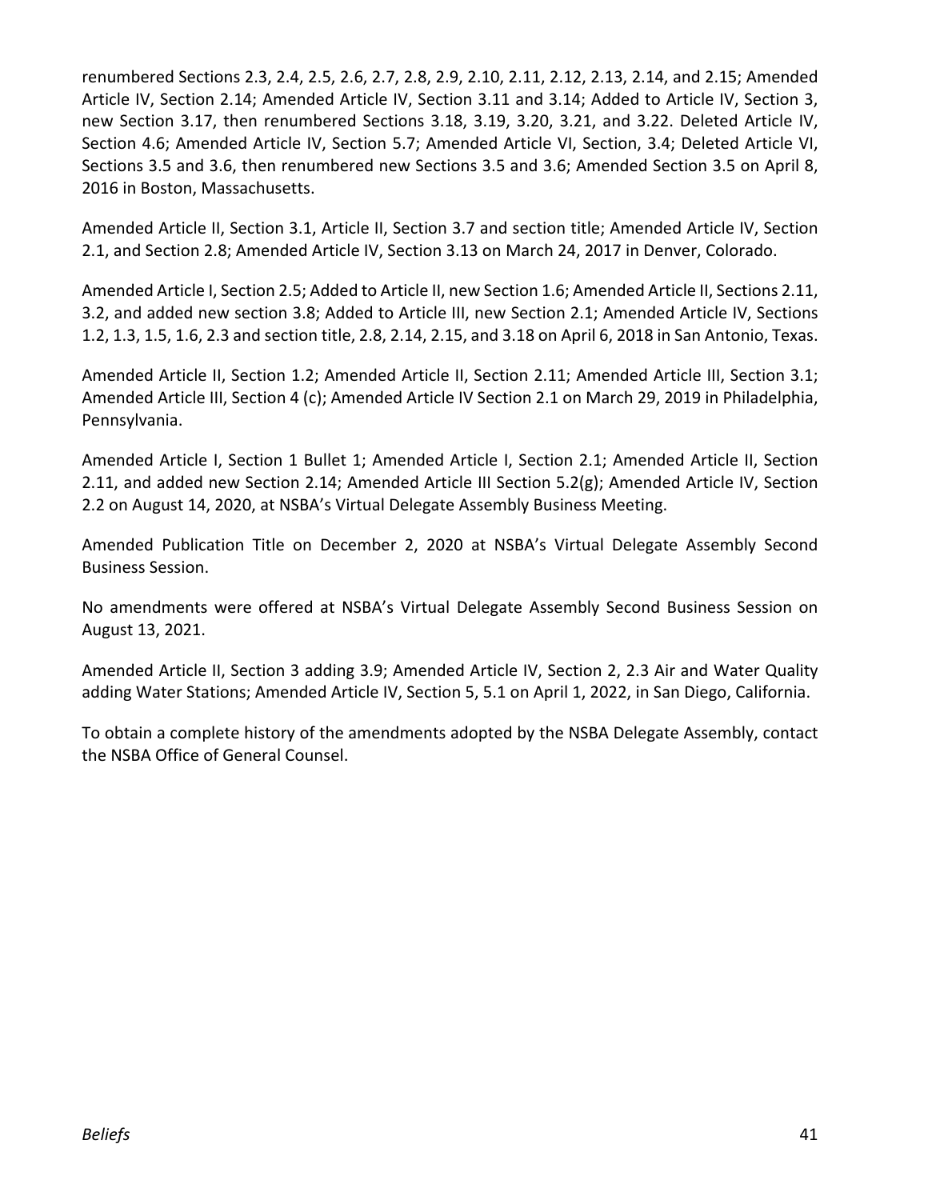renumbered Sections 2.3, 2.4, 2.5, 2.6, 2.7, 2.8, 2.9, 2.10, 2.11, 2.12, 2.13, 2.14, and 2.15; Amended Article IV, Section 2.14; Amended Article IV, Section 3.11 and 3.14; Added to Article IV, Section 3, new Section 3.17, then renumbered Sections 3.18, 3.19, 3.20, 3.21, and 3.22. Deleted Article IV, Section 4.6; Amended Article IV, Section 5.7; Amended Article VI, Section, 3.4; Deleted Article VI, Sections 3.5 and 3.6, then renumbered new Sections 3.5 and 3.6; Amended Section 3.5 on April 8, 2016 in Boston, Massachusetts.

Amended Article II, Section 3.1, Article II, Section 3.7 and section title; Amended Article IV, Section 2.1, and Section 2.8; Amended Article IV, Section 3.13 on March 24, 2017 in Denver, Colorado.

Amended Article I, Section 2.5; Added to Article II, new Section 1.6; Amended Article II, Sections 2.11, 3.2, and added new section 3.8; Added to Article III, new Section 2.1; Amended Article IV, Sections 1.2, 1.3, 1.5, 1.6, 2.3 and section title, 2.8, 2.14, 2.15, and 3.18 on April 6, 2018 in San Antonio, Texas.

Amended Article II, Section 1.2; Amended Article II, Section 2.11; Amended Article III, Section 3.1; Amended Article III, Section 4 (c); Amended Article IV Section 2.1 on March 29, 2019 in Philadelphia, Pennsylvania.

Amended Article I, Section 1 Bullet 1; Amended Article I, Section 2.1; Amended Article II, Section 2.11, and added new Section 2.14; Amended Article III Section 5.2(g); Amended Article IV, Section 2.2 on August 14, 2020, at NSBA's Virtual Delegate Assembly Business Meeting.

Amended Publication Title on December 2, 2020 at NSBA's Virtual Delegate Assembly Second Business Session.

No amendments were offered at NSBA's Virtual Delegate Assembly Second Business Session on August 13, 2021.

Amended Article II, Section 3 adding 3.9; Amended Article IV, Section 2, 2.3 Air and Water Quality adding Water Stations; Amended Article IV, Section 5, 5.1 on April 1, 2022, in San Diego, California.

To obtain a complete history of the amendments adopted by the NSBA Delegate Assembly, contact the NSBA Office of General Counsel.